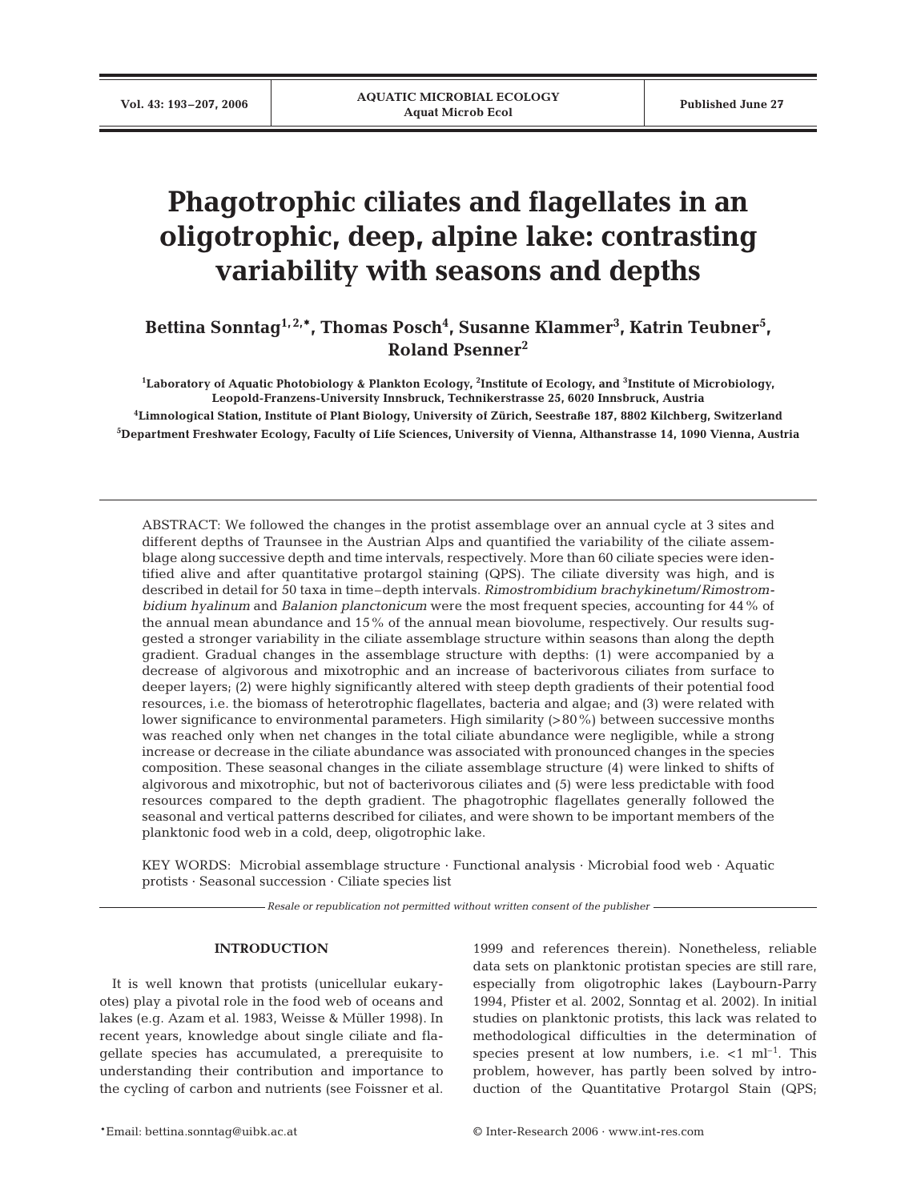# Phagotrophic ciliates and flagellates in an oligotrophic, deep, alpine lake: contrasting variability with seasons and depths

**Bettina Sonntag[1,2,*], Thomas Posch[4], Susanne Klammer[3], Katrin Teubner[5], Roland Psenner[2]**

[1]Laboratory of Aquatic Photobiology & Plankton Ecology, [2]Institute of Ecology, and [3]Institute of Microbiology, Leopold-Franzens-University Innsbruck, Technikerstrasse 25, 6020 Innsbruck, Austria

[4]Limnological Station, Institute of Plant Biology, University of Zürich, Seestraße 187, 8802 Kilchberg, Switzerland

[5]Department Freshwater Ecology, Faculty of Life Sciences, University of Vienna, Althanstrasse 14, 1090 Vienna, Austria

ABSTRACT: We followed the changes in the protist assemblage over an annual cycle at 3 sites and different depths of Traunsee in the Austrian Alps and quantified the variability of the ciliate assemblage along successive depth and time intervals, respectively. More than 60 ciliate species were identified alive and after quantitative protargol staining (QPS). The ciliate diversity was high, and is described in detail for 50 taxa in time–depth intervals. *Rimostrombidium brachykinetum*/*Rimostrombidium hyalinum* and *Balanion planctonicum* were the most frequent species, accounting for 44% of the annual mean abundance and 15% of the annual mean biovolume, respectively. Our results suggested a stronger variability in the ciliate assemblage structure within seasons than along the depth gradient. Gradual changes in the assemblage structure with depths: (1) were accompanied by a decrease of algivorous and mixotrophic and an increase of bacterivorous ciliates from surface to deeper layers; (2) were highly significantly altered with steep depth gradients of their potential food resources, i.e. the biomass of heterotrophic flagellates, bacteria and algae; and (3) were related with lower significance to environmental parameters. High similarity (>80%) between successive months was reached only when net changes in the total ciliate abundance were negligible, while a strong increase or decrease in the ciliate abundance was associated with pronounced changes in the species composition. These seasonal changes in the ciliate assemblage structure (4) were linked to shifts of algivorous and mixotrophic, but not of bacterivorous ciliates and (5) were less predictable with food resources compared to the depth gradient. The phagotrophic flagellates generally followed the seasonal and vertical patterns described for ciliates, and were shown to be important members of the planktonic food web in a cold, deep, oligotrophic lake.

KEY WORDS: Microbial assemblage structure · Functional analysis · Microbial food web · Aquatic protists · Seasonal succession · Ciliate species list

*Resale or republication not permitted without written consent of the publisher*

## INTRODUCTION

It is well known that protists (unicellular eukaryotes) play a pivotal role in the food web of oceans and lakes (e.g. Azam et al. 1983, Weisse & Müller 1998). In recent years, knowledge about single ciliate and flagellate species has accumulated, a prerequisite to understanding their contribution and importance to the cycling of carbon and nutrients (see Foissner et al. 1999 and references therein). Nonetheless, reliable data sets on planktonic protistan species are still rare, especially from oligotrophic lakes (Laybourn-Parry 1994, Pfister et al. 2002, Sonntag et al. 2002). In initial studies on planktonic protists, this lack was related to methodological difficulties in the determination of species present at low numbers, i.e. <1 $ml^{-1}$. This problem, however, has partly been solved by introduction of the Quantitative Protargol Stain (QPS;

*Email: bettina.sonntag@uibk.ac.at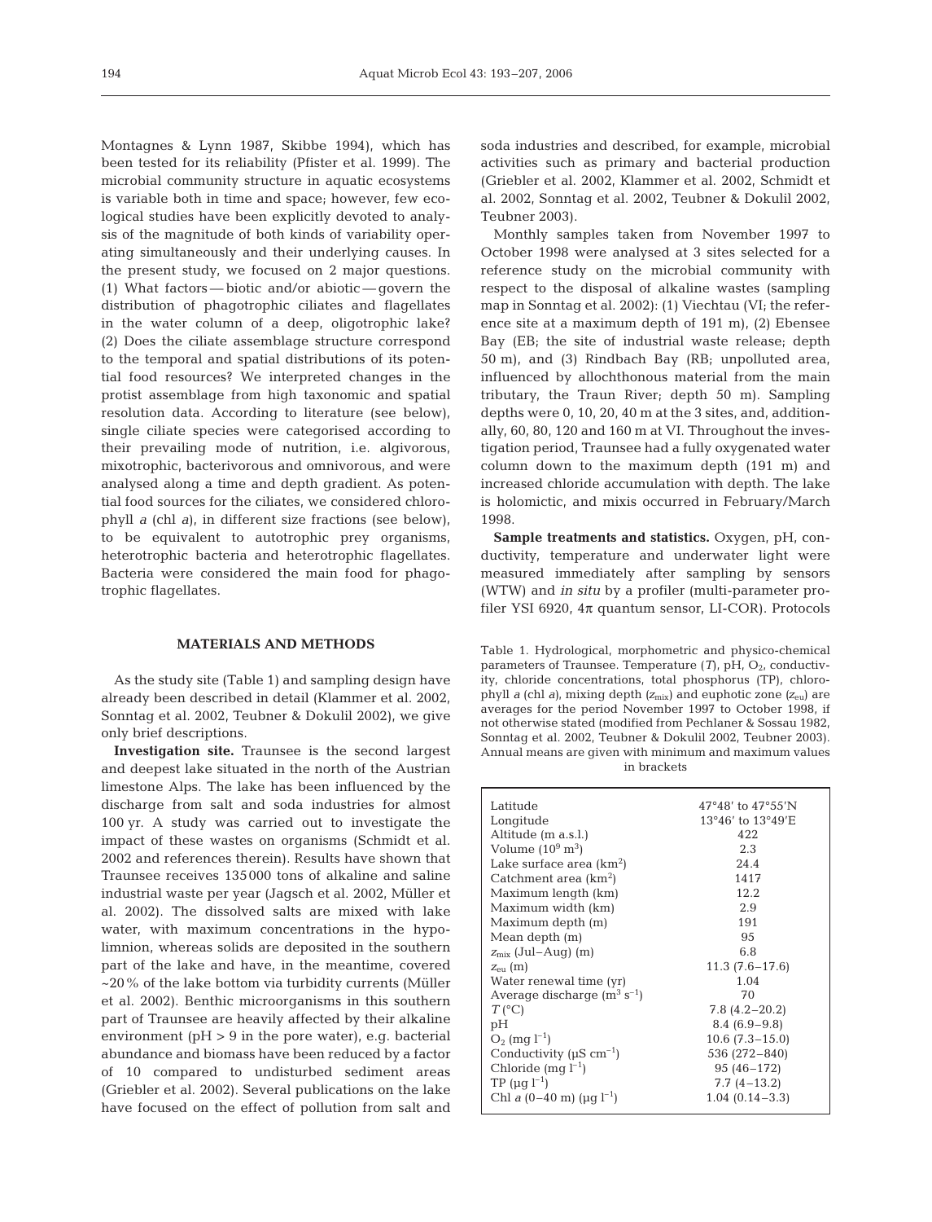Montagnes & Lynn 1987, Skibbe 1994), which has been tested for its reliability (Pfister et al. 1999). The microbial community structure in aquatic ecosystems is variable both in time and space; however, few ecological studies have been explicitly devoted to analysis of the magnitude of both kinds of variability operating simultaneously and their underlying causes. In the present study, we focused on 2 major questions. (1) What factors — biotic and/or abiotic — govern the distribution of phagotrophic ciliates and flagellates in the water column of a deep, oligotrophic lake? (2) Does the ciliate assemblage structure correspond to the temporal and spatial distributions of its potential food resources? We interpreted changes in the protist assemblage from high taxonomic and spatial resolution data. According to literature (see below), single ciliate species were categorised according to their prevailing mode of nutrition, i.e. algivorous, mixotrophic, bacterivorous and omnivorous, and were analysed along a time and depth gradient. As potential food sources for the ciliates, we considered chlorophyll *a* (chl *a*), in different size fractions (see below), to be equivalent to autotrophic prey organisms, heterotrophic bacteria and heterotrophic flagellates. Bacteria were considered the main food for phagotrophic flagellates.

## MATERIALS AND METHODS

As the study site (Table 1) and sampling design have already been described in detail (Klammer et al. 2002, Sonntag et al. 2002, Teubner & Dokulil 2002), we give only brief descriptions.

**Investigation site.** Traunsee is the second largest and deepest lake situated in the north of the Austrian limestone Alps. The lake has been influenced by the discharge from salt and soda industries for almost 100 yr. A study was carried out to investigate the impact of these wastes on organisms (Schmidt et al. 2002 and references therein). Results have shown that Traunsee receives 135 000 tons of alkaline and saline industrial waste per year (Jagsch et al. 2002, Müller et al. 2002). The dissolved salts are mixed with lake water, with maximum concentrations in the hypolimnion, whereas solids are deposited in the southern part of the lake and have, in the meantime, covered ~20% of the lake bottom via turbidity currents (Müller et al. 2002). Benthic microorganisms in this southern part of Traunsee are heavily affected by their alkaline environment (pH > 9 in the pore water), e.g. bacterial abundance and biomass have been reduced by a factor of 10 compared to undisturbed sediment areas (Griebler et al. 2002). Several publications on the lake have focused on the effect of pollution from salt and soda industries and described, for example, microbial activities such as primary and bacterial production (Griebler et al. 2002, Klammer et al. 2002, Schmidt et al. 2002, Sonntag et al. 2002, Teubner & Dokulil 2002, Teubner 2003).

Monthly samples taken from November 1997 to October 1998 were analysed at 3 sites selected for a reference study on the microbial community with respect to the disposal of alkaline wastes (sampling map in Sonntag et al. 2002): (1) Viechtau (VI; the reference site at a maximum depth of 191 m), (2) Ebensee Bay (EB; the site of industrial waste release; depth 50 m), and (3) Rindbach Bay (RB; unpolluted area, influenced by allochthonous material from the main tributary, the Traun River; depth 50 m). Sampling depths were 0, 10, 20, 40 m at the 3 sites, and, additionally, 60, 80, 120 and 160 m at VI. Throughout the investigation period, Traunsee had a fully oxygenated water column down to the maximum depth (191 m) and increased chloride accumulation with depth. The lake is holomictic, and mixis occurred in February/March 1998.

**Sample treatments and statistics.** Oxygen, pH, conductivity, temperature and underwater light were measured immediately after sampling by sensors (WTW) and *in situ* by a profiler (multi-parameter profiler YSI 6920, 4π quantum sensor, LI-COR). Protocols

Table 1. Hydrological, morphometric and physico-chemical parameters of Traunsee. Temperature ($T$), pH, $O_2$, conductivity, chloride concentrations, total phosphorus (TP), chlorophyll *a* (chl *a*), mixing depth ($z_{mix}$) and euphotic zone ($z_{eu}$) are averages for the period November 1997 to October 1998, if not otherwise stated (modified from Pechlaner & Sossau 1982, Sonntag et al. 2002, Teubner & Dokulil 2002, Teubner 2003). Annual means are given with minimum and maximum values in brackets

| | |
|---|---|
| Latitude | 47°48' to 47°55'N |
| Longitude | 13°46' to 13°49'E |
| Altitude (m a.s.l.) | 422 |
| Volume ($10^9$ m$^3$) | 2.3 |
| Lake surface area (km$^2$) | 24.4 |
| Catchment area (km$^2$) | 1417 |
| Maximum length (km) | 12.2 |
| Maximum width (km) | 2.9 |
| Maximum depth (m) | 191 |
| Mean depth (m) | 95 |
| $z_{mix}$ (Jul–Aug) (m) | 6.8 |
| $z_{eu}$ (m) | 11.3 (7.6–17.6) |
| Water renewal time (yr) | 1.04 |
| Average discharge (m$^3$ s$^{-1}$) | 70 |
| $T$ (°C) | 7.8 (4.2–20.2) |
| pH | 8.4 (6.9–9.8) |
| $O_2$ (mg l$^{-1}$) | 10.6 (7.3–15.0) |
| Conductivity (µS cm$^{-1}$) | 536 (272–840) |
| Chloride (mg l$^{-1}$) | 95 (46–172) |
| TP (µg l$^{-1}$) | 7.7 (4–13.2) |
| Chl *a* (0–40 m) (µg l$^{-1}$) | 1.04 (0.14–3.3) |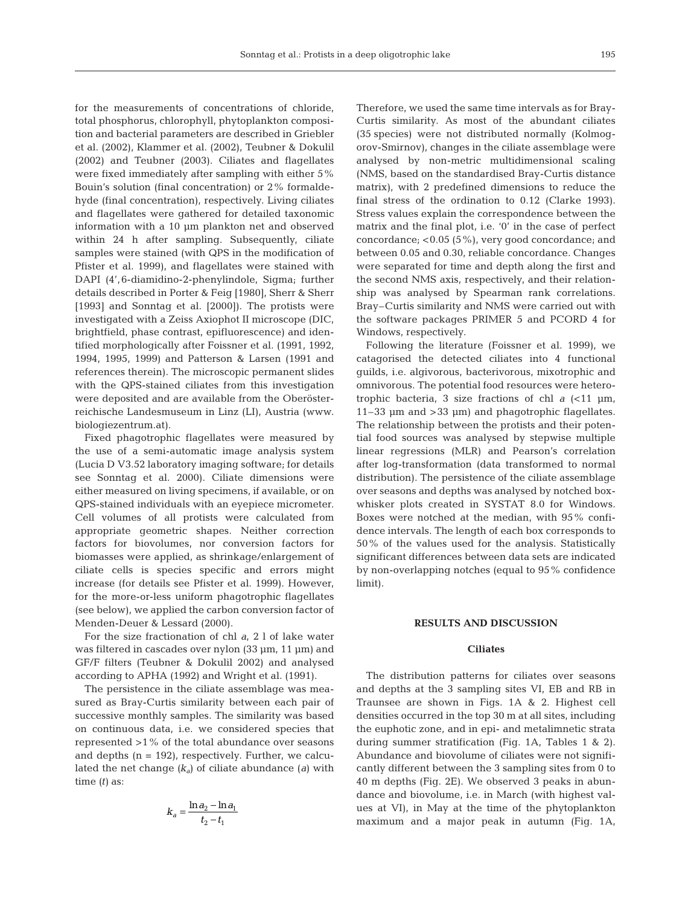for the measurements of concentrations of chloride, total phosphorus, chlorophyll, phytoplankton composition and bacterial parameters are described in Griebler et al. (2002), Klammer et al. (2002), Teubner & Dokulil (2002) and Teubner (2003). Ciliates and flagellates were fixed immediately after sampling with either 5% Bouin's solution (final concentration) or 2% formaldehyde (final concentration), respectively. Living ciliates and flagellates were gathered for detailed taxonomic information with a 10 µm plankton net and observed within 24 h after sampling. Subsequently, ciliate samples were stained (with QPS in the modification of Pfister et al. 1999), and flagellates were stained with DAPI (4',6-diamidino-2-phenylindole, Sigma; further details described in Porter & Feig [1980], Sherr & Sherr [1993] and Sonntag et al. [2000]). The protists were investigated with a Zeiss Axiophot II microscope (DIC, brightfield, phase contrast, epifluorescence) and identified morphologically after Foissner et al. (1991, 1992, 1994, 1995, 1999) and Patterson & Larsen (1991 and references therein). The microscopic permanent slides with the QPS-stained ciliates from this investigation were deposited and are available from the Oberösterreichische Landesmuseum in Linz (LI), Austria (www.biologiezentrum.at).

Fixed phagotrophic flagellates were measured by the use of a semi-automatic image analysis system (Lucia D V3.52 laboratory imaging software; for details see Sonntag et al. 2000). Ciliate dimensions were either measured on living specimens, if available, or on QPS-stained individuals with an eyepiece micrometer. Cell volumes of all protists were calculated from appropriate geometric shapes. Neither correction factors for biovolumes, nor conversion factors for biomasses were applied, as shrinkage/enlargement of ciliate cells is species specific and errors might increase (for details see Pfister et al. 1999). However, for the more-or-less uniform phagotrophic flagellates (see below), we applied the carbon conversion factor of Menden-Deuer & Lessard (2000).

For the size fractionation of chl *a*, 2 l of lake water was filtered in cascades over nylon (33 µm, 11 µm) and GF/F filters (Teubner & Dokulil 2002) and analysed according to APHA (1992) and Wright et al. (1991).

The persistence in the ciliate assemblage was measured as Bray-Curtis similarity between each pair of successive monthly samples. The similarity was based on continuous data, i.e. we considered species that represented >1% of the total abundance over seasons and depths (n = 192), respectively. Further, we calculated the net change ($k_a$) of ciliate abundance ($a$) with time ($t$) as:

$$k_a = \frac{\ln a_2 - \ln a_1}{t_2 - t_1}$$

Therefore, we used the same time intervals as for Bray-Curtis similarity. As most of the abundant ciliates (35 species) were not distributed normally (Kolmogorov-Smirnov), changes in the ciliate assemblage were analysed by non-metric multidimensional scaling (NMS, based on the standardised Bray-Curtis distance matrix), with 2 predefined dimensions to reduce the final stress of the ordination to 0.12 (Clarke 1993). Stress values explain the correspondence between the matrix and the final plot, i.e. '0' in the case of perfect concordance; <0.05 (5%), very good concordance; and between 0.05 and 0.30, reliable concordance. Changes were separated for time and depth along the first and the second NMS axis, respectively, and their relationship was analysed by Spearman rank correlations. Bray–Curtis similarity and NMS were carried out with the software packages PRIMER 5 and PCORD 4 for Windows, respectively.

Following the literature (Foissner et al. 1999), we catagorised the detected ciliates into 4 functional guilds, i.e. algivorous, bacterivorous, mixotrophic and omnivorous. The potential food resources were heterotrophic bacteria, 3 size fractions of chl *a* (<11 µm, 11–33 µm and >33 µm) and phagotrophic flagellates. The relationship between the protists and their potential food sources was analysed by stepwise multiple linear regressions (MLR) and Pearson's correlation after log-transformation (data transformed to normal distribution). The persistence of the ciliate assemblage over seasons and depths was analysed by notched box-whisker plots created in SYSTAT 8.0 for Windows. Boxes were notched at the median, with 95% confidence intervals. The length of each box corresponds to 50% of the values used for the analysis. Statistically significant differences between data sets are indicated by non-overlapping notches (equal to 95% confidence limit).

## RESULTS AND DISCUSSION

### Ciliates

The distribution patterns for ciliates over seasons and depths at the 3 sampling sites VI, EB and RB in Traunsee are shown in Figs. 1A & 2. Highest cell densities occurred in the top 30 m at all sites, including the euphotic zone, and in epi- and metalimnetic strata during summer stratification (Fig. 1A, Tables 1 & 2). Abundance and biovolume of ciliates were not significantly different between the 3 sampling sites from 0 to 40 m depths (Fig. 2E). We observed 3 peaks in abundance and biovolume, i.e. in March (with highest values at VI), in May at the time of the phytoplankton maximum and a major peak in autumn (Fig. 1A,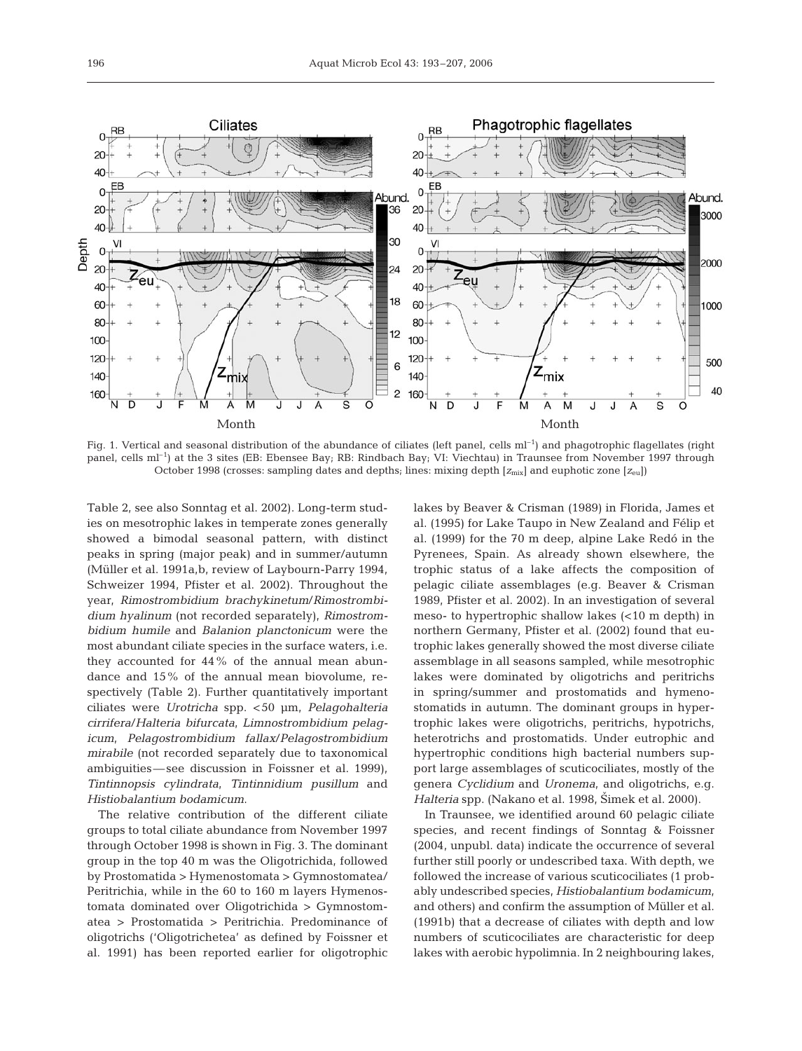Fig. 1. Vertical and seasonal distribution of the abundance of ciliates (left panel, cells ml$^{-1}$) and phagotrophic flagellates (right panel, cells ml$^{-1}$) at the 3 sites (EB: Ebensee Bay; RB: Rindbach Bay; VI: Viechtau) in Traunsee from November 1997 through October 1998 (crosses: sampling dates and depths; lines: mixing depth [$z_{mix}$] and euphotic zone [$z_{eu}$])

Table 2, see also Sonntag et al. 2002). Long-term studies on mesotrophic lakes in temperate zones generally showed a bimodal seasonal pattern, with distinct peaks in spring (major peak) and in summer/autumn (Müller et al. 1991a,b, review of Laybourn-Parry 1994, Schweizer 1994, Pfister et al. 2002). Throughout the year, *Rimostrombidium brachykinetum*/*Rimostrombidium hyalinum* (not recorded separately), *Rimostrombidium humile* and *Balanion planctonicum* were the most abundant ciliate species in the surface waters, i.e. they accounted for 44% of the annual mean abundance and 15% of the annual mean biovolume, respectively (Table 2). Further quantitatively important ciliates were *Urotricha* spp. <50 µm, *Pelagohalteria cirrifera*/*Halteria bifurcata*, *Limnostrombidium pelagicum*, *Pelagostrombidium fallax*/*Pelagostrombidium mirabile* (not recorded separately due to taxonomical ambiguities — see discussion in Foissner et al. 1999), *Tintinnopsis cylindrata*, *Tintinnidium pusillum* and *Histiobalantium bodamicum*.

The relative contribution of the different ciliate groups to total ciliate abundance from November 1997 through October 1998 is shown in Fig. 3. The dominant group in the top 40 m was the Oligotrichida, followed by Prostomatida > Hymenostomata > Gymnostomatea/Peritrichia, while in the 60 to 160 m layers Hymenostomata dominated over Oligotrichida > Gymnostomatea > Prostomatida > Peritrichia. Predominance of oligotrichs ('Oligotrichetea' as defined by Foissner et al. 1991) has been reported earlier for oligotrophic lakes by Beaver & Crisman (1989) in Florida, James et al. (1995) for Lake Taupo in New Zealand and Félip et al. (1999) for the 70 m deep, alpine Lake Redó in the Pyrenees, Spain. As already shown elsewhere, the trophic status of a lake affects the composition of pelagic ciliate assemblages (e.g. Beaver & Crisman 1989, Pfister et al. 2002). In an investigation of several meso- to hypertrophic shallow lakes (<10 m depth) in northern Germany, Pfister et al. (2002) found that eutrophic lakes generally showed the most diverse ciliate assemblage in all seasons sampled, while mesotrophic lakes were dominated by oligotrichs and peritrichs in spring/summer and prostomatids and hymenostomatids in autumn. The dominant groups in hypertrophic lakes were oligotrichs, peritrichs, hypotrichs, heterotrichs and prostomatids. Under eutrophic and hypertrophic conditions high bacterial numbers support large assemblages of scuticociliates, mostly of the genera *Cyclidium* and *Uronema*, and oligotrichs, e.g. *Halteria* spp. (Nakano et al. 1998, Šimek et al. 2000).

In Traunsee, we identified around 60 pelagic ciliate species, and recent findings of Sonntag & Foissner (2004, unpubl. data) indicate the occurrence of several further still poorly or undescribed taxa. With depth, we followed the increase of various scuticociliates (1 probably undescribed species, *Histiobalantium bodamicum*, and others) and confirm the assumption of Müller et al. (1991b) that a decrease of ciliates with depth and low numbers of scuticociliates are characteristic for deep lakes with aerobic hypolimnia. In 2 neighbouring lakes,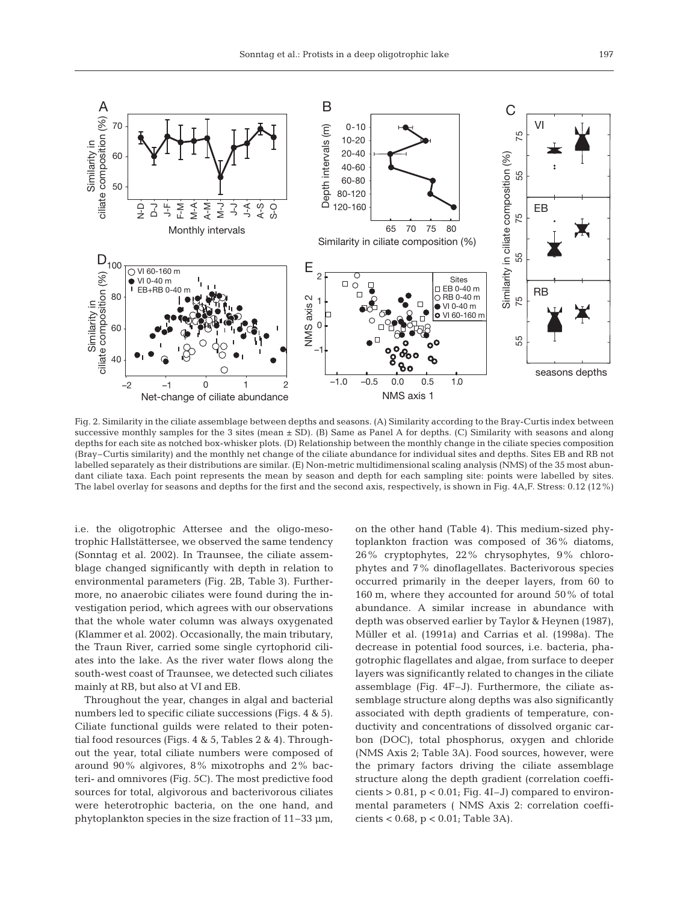Fig. 2. Similarity in the ciliate assemblage between depths and seasons. (A) Similarity according to the Bray-Curtis index between successive monthly samples for the 3 sites (mean ± SD). (B) Same as Panel A for depths. (C) Similarity with seasons and along depths for each site as notched box-whisker plots. (D) Relationship between the monthly change in the ciliate species composition (Bray–Curtis similarity) and the monthly net change of the ciliate abundance for individual sites and depths. Sites EB and RB not labelled separately as their distributions are similar. (E) Non-metric multidimensional scaling analysis (NMS) of the 35 most abundant ciliate taxa. Each point represents the mean by season and depth for each sampling site: points were labelled by sites. The label overlay for seasons and depths for the first and the second axis, respectively, is shown in Fig. 4A,F. Stress: 0.12 (12%)

i.e. the oligotrophic Attersee and the oligo-mesotrophic Hallstättersee, we observed the same tendency (Sonntag et al. 2002). In Traunsee, the ciliate assemblage changed significantly with depth in relation to environmental parameters (Fig. 2B, Table 3). Furthermore, no anaerobic ciliates were found during the investigation period, which agrees with our observations that the whole water column was always oxygenated (Klammer et al. 2002). Occasionally, the main tributary, the Traun River, carried some single cyrtophorid ciliates into the lake. As the river water flows along the south-west coast of Traunsee, we detected such ciliates mainly at RB, but also at VI and EB.

Throughout the year, changes in algal and bacterial numbers led to specific ciliate successions (Figs. 4 & 5). Ciliate functional guilds were related to their potential food resources (Figs. 4 & 5, Tables 2 & 4). Throughout the year, total ciliate numbers were composed of around 90% algivores, 8% mixotrophs and 2% bacteri- and omnivores (Fig. 5C). The most predictive food sources for total, algivorous and bacterivorous ciliates were heterotrophic bacteria, on the one hand, and phytoplankton species in the size fraction of 11–33 µm, on the other hand (Table 4). This medium-sized phytoplankton fraction was composed of 36% diatoms, 26% cryptophytes, 22% chrysophytes, 9% chlorophytes and 7% dinoflagellates. Bacterivorous species occurred primarily in the deeper layers, from 60 to 160 m, where they accounted for around 50% of total abundance. A similar increase in abundance with depth was observed earlier by Taylor & Heynen (1987), Müller et al. (1991a) and Carrias et al. (1998a). The decrease in potential food sources, i.e. bacteria, phagotrophic flagellates and algae, from surface to deeper layers was significantly related to changes in the ciliate assemblage (Fig. 4F–J). Furthermore, the ciliate assemblage structure along depths was also significantly associated with depth gradients of temperature, conductivity and concentrations of dissolved organic carbon (DOC), total phosphorus, oxygen and chloride (NMS Axis 2; Table 3A). Food sources, however, were the primary factors driving the ciliate assemblage structure along the depth gradient (correlation coefficients $> 0.81$, $p < 0.01$; Fig. 4I–J) compared to environmental parameters ( NMS Axis 2: correlation coefficients $< 0.68$, $p < 0.01$; Table 3A).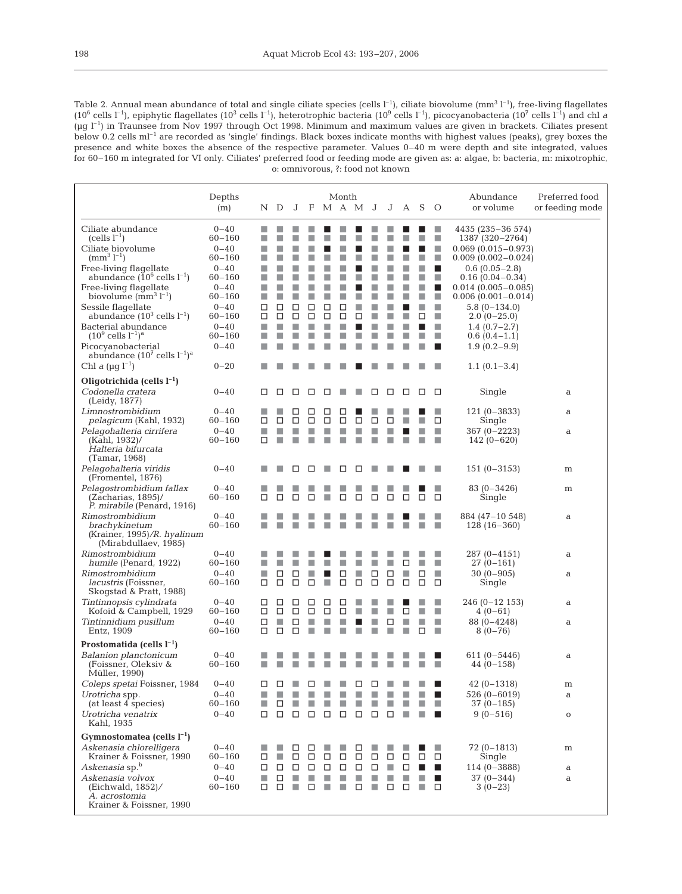Table 2. Annual mean abundance of total and single ciliate species (cells $l^{-1}$), ciliate biovolume ($mm^3$ $l^{-1}$), free-living flagellates ($10^6$ cells $l^{-1}$), epiphytic flagellates ($10^3$ cells $l^{-1}$), heterotrophic bacteria ($10^9$ cells $l^{-1}$), picocyanobacteria ($10^7$ cells $l^{-1}$) and chl *a* (µg $l^{-1}$) in Traunsee from Nov 1997 through Oct 1998. Minimum and maximum values are given in brackets. Ciliates present below 0.2 cells $ml^{-1}$ are recorded as 'single' findings. Black boxes indicate months with highest values (peaks), grey boxes the presence and white boxes the absence of the respective parameter. Values 0–40 m were depth and site integrated, values for 60–160 m integrated for VI only. Ciliates' preferred food or feeding mode are given as: a: algae, b: bacteria, m: mixotrophic, o: omnivorous, ?: food not known

| | Depths (m) | N | D | J | F | M | A | M | J | J | A | S | O | Abundance or volume | Preferred food or feeding mode |
|---|---|---|---|---|---|---|---|---|---|---|---|---|---|---|---|
| Ciliate abundance (cells $l^{-1}$) | 0–40 | ▒ | ▒ | ▒ | ▒ | ■ | ▒ | ■ | ▒ | ▒ | ■ | ■ | ▒ | 4435 (235–36 574) | |
| | 60–160 | ▒ | ▒ | ▒ | ▒ | ▒ | ▒ | ▒ | ▒ | ▒ | ▒ | ▒ | ▒ | 1387 (320–2764) | |
| Ciliate biovolume ($mm^3$ $l^{-1}$) | 0–40 | ▒ | ▒ | ▒ | ▒ | ■ | ▒ | ■ | ▒ | ▒ | ■ | ■ | ▒ | 0.069 (0.015–0.973) | |
| | 60–160 | ▒ | ▒ | ▒ | ▒ | ▒ | ▒ | ▒ | ▒ | ▒ | ▒ | ▒ | ▒ | 0.009 (0.002–0.024) | |
| Free-living flagellate abundance ($10^6$ cells $l^{-1}$) | 0–40 | ▒ | ▒ | ▒ | ▒ | ▒ | ▒ | ■ | ▒ | ▒ | ▒ | ▒ | ■ | 0.6 (0.05–2.8) | |
| | 60–160 | ▒ | ▒ | ▒ | ▒ | ▒ | ▒ | ▒ | ▒ | ▒ | ▒ | ▒ | ▒ | 0.16 (0.04–0.34) | |
| Free-living flagellate biovolume ($mm^3$ $l^{-1}$) | 0–40 | ▒ | ▒ | ▒ | ▒ | ▒ | ▒ | ■ | ▒ | ▒ | ▒ | ▒ | ■ | 0.014 (0.005–0.085) | |
| | 60–160 | ▒ | ▒ | ▒ | ▒ | ▒ | ▒ | ▒ | ▒ | ▒ | ▒ | ▒ | ▒ | 0.006 (0.001–0.014) | |
| Sessile flagellate abundance ($10^3$ cells $l^{-1}$) | 0–40 | □ | □ | □ | □ | □ | □ | ▒ | ▒ | ▒ | ■ | ▒ | ▒ | 5.8 (0–134.0) | |
| | 60–160 | □ | □ | □ | □ | □ | □ | □ | □ | ▒ | ▒ | □ | ▒ | 2.0 (0–25.0) | |
| Bacterial abundance ($10^9$ cells $l^{-1}$)[a] | 0–40 | ▒ | ▒ | ▒ | ▒ | ▒ | ▒ | ■ | ▒ | ▒ | ▒ | ■ | ▒ | 1.4 (0.7–2.7) | |
| | 60–160 | ▒ | ▒ | ▒ | ▒ | ▒ | ▒ | ▒ | ▒ | ▒ | ▒ | ▒ | ▒ | 0.6 (0.4–1.1) | |
| Picocyanobacterial abundance ($10^7$ cells $l^{-1}$)[a] | 0–40 | ▒ | ▒ | ▒ | ▒ | ▒ | ▒ | ▒ | ▒ | ▒ | ▒ | ▒ | ■ | 1.9 (0.2–9.9) | |
| Chl *a* (µg $l^{-1}$) | 0–20 | ▒ | ▒ | ▒ | ▒ | ▒ | ▒ | ■ | ▒ | ▒ | ▒ | ▒ | ▒ | 1.1 (0.1–3.4) | |
| **Oligotrichida (cells $l^{-1}$)** | | | | | | | | | | | | | | | |
| *Codonella cratera* (Leidy, 1877) | 0–40 | □ | □ | □ | □ | □ | ▒ | ▒ | □ | □ | □ | □ | □ | Single | a |
| *Limnostrombidium pelagicum* (Kahl, 1932) | 0–40 | ▒ | ▒ | □ | □ | □ | □ | ■ | ▒ | ▒ | ▒ | ■ | ▒ | 121 (0–3833) | a |
| | 60–160 | □ | □ | □ | □ | □ | □ | □ | □ | □ | ▒ | ▒ | □ | Single | |
| *Pelagohalteria cirrifera* (Kahl, 1932)/ *Halteria bifurcata* (Tamar, 1968) | 0–40 | ▒ | ▒ | ▒ | ▒ | ▒ | ▒ | ▒ | ▒ | ▒ | ■ | ▒ | ▒ | 367 (0–2223) | a |
| | 60–160 | □ | ▒ | ▒ | ▒ | ▒ | ▒ | ▒ | ▒ | ▒ | ▒ | ▒ | ▒ | 142 (0–620) | |
| *Pelagohalteria viridis* (Fromentel, 1876) | 0–40 | ▒ | ▒ | □ | □ | ▒ | □ | □ | ▒ | ▒ | ■ | ▒ | ▒ | 151 (0–3153) | m |
| *Pelagostrombidium fallax* (Zacharias, 1895)/ *P. mirabile* (Penard, 1916) | 0–40 | ▒ | ▒ | ▒ | ▒ | ▒ | ▒ | ▒ | ▒ | ▒ | ▒ | ■ | ▒ | 83 (0–3426) | m |
| | 60–160 | □ | □ | □ | □ | ▒ | □ | □ | □ | □ | □ | □ | □ | Single | |
| *Rimostrombidium brachykinetum* (Krainer, 1995)/*R. hyalinum* (Mirabdullaev, 1985) | 0–40 | ▒ | ▒ | ▒ | ▒ | ▒ | ▒ | ▒ | ▒ | ▒ | ■ | ▒ | ▒ | 884 (47–10 548) | a |
| | 60–160 | ▒ | ▒ | ▒ | ▒ | ▒ | ▒ | ▒ | ▒ | ▒ | ▒ | ▒ | ▒ | 128 (16–360) | |
| *Rimostrombidium humile* (Penard, 1922) | 0–40 | ▒ | ▒ | ▒ | ▒ | ■ | ▒ | ▒ | ▒ | ▒ | ▒ | ▒ | ▒ | 287 (0–4151) | a |
| | 60–160 | ▒ | ▒ | ▒ | ▒ | ▒ | ▒ | ▒ | ▒ | ▒ | □ | ▒ | ▒ | 27 (0–161) | |
| *Rimostrombidium lacustris* (Foissner, Skogstad & Pratt, 1988) | 0–40 | ▒ | □ | □ | ▒ | ■ | □ | ▒ | □ | □ | ▒ | □ | ▒ | 30 (0–905) | a |
| | 60–160 | □ | □ | □ | □ | ▒ | □ | □ | □ | □ | □ | □ | □ | Single | |
| *Tintinnopsis cylindrata* Kofoid & Campbell, 1929 | 0–40 | □ | □ | □ | □ | □ | □ | ▒ | ▒ | ▒ | ■ | ▒ | ▒ | 246 (0–12 153) | a |
| | 60–160 | □ | □ | □ | □ | □ | □ | ▒ | ▒ | ▒ | □ | ▒ | ▒ | 4 (0–61) | |
| *Tintinnidium pusillum* Entz, 1909 | 0–40 | □ | ▒ | □ | ▒ | ▒ | ▒ | ■ | ▒ | □ | ▒ | ▒ | ▒ | 88 (0–4248) | a |
| | 60–160 | □ | □ | □ | ▒ | ▒ | ▒ | ▒ | ▒ | ▒ | ▒ | □ | ▒ | 8 (0–76) | |
| **Prostomatida (cells $l^{-1}$)** | | | | | | | | | | | | | | | |
| *Balanion planctonicum* (Foissner, Oleksiv & Müller, 1990) | 0–40 | ▒ | ▒ | ▒ | ▒ | ▒ | ▒ | ▒ | ▒ | ▒ | ▒ | ▒ | ■ | 611 (0–5446) | a |
| | 60–160 | ▒ | ▒ | ▒ | ▒ | ▒ | ▒ | ▒ | ▒ | ▒ | ▒ | ▒ | ▒ | 44 (0–158) | |
| *Coleps spetai* Foissner, 1984 | 0–40 | □ | □ | ▒ | □ | ▒ | ▒ | □ | □ | ▒ | ▒ | ▒ | ■ | 42 (0–1318) | m |
| *Urotricha* spp. (at least 4 species) | 0–40 | ▒ | ▒ | ▒ | ▒ | ▒ | ▒ | ▒ | ▒ | ▒ | ▒ | ▒ | ■ | 526 (0–6019) | a |
| | 60–160 | ▒ | □ | ▒ | ▒ | ▒ | ▒ | ▒ | ▒ | ▒ | ▒ | ▒ | ▒ | 37 (0–185) | |
| *Urotricha venatrix* Kahl, 1935 | 0–40 | □ | □ | □ | □ | □ | □ | □ | □ | □ | ▒ | ▒ | ■ | 9 (0–516) | o |
| **Gymnostomatea (cells $l^{-1}$)** | | | | | | | | | | | | | | | |
| *Askenasia chlorelligera* Krainer & Foissner, 1990 | 0–40 | ▒ | ▒ | □ | □ | ▒ | ▒ | □ | ▒ | ▒ | ▒ | ■ | ▒ | 72 (0–1813) | m |
| | 60–160 | □ | ▒ | □ | □ | □ | □ | □ | □ | □ | □ | □ | □ | Single | |
| *Askenasia* sp.[b] | 0–40 | □ | □ | □ | □ | □ | □ | □ | □ | ▒ | □ | ■ | ■ | 114 (0–3888) | a |
| *Askenasia volvox* (Eichwald, 1852)/ *A. acrostomia* Krainer & Foissner, 1990 | 0–40 | ▒ | □ | ▒ | ▒ | ▒ | ▒ | ▒ | ▒ | ▒ | ▒ | ▒ | ■ | 37 (0–344) | a |
| | 60–160 | □ | □ | ▒ | □ | ▒ | ▒ | □ | ▒ | □ | □ | ▒ | □ | 3 (0–23) | |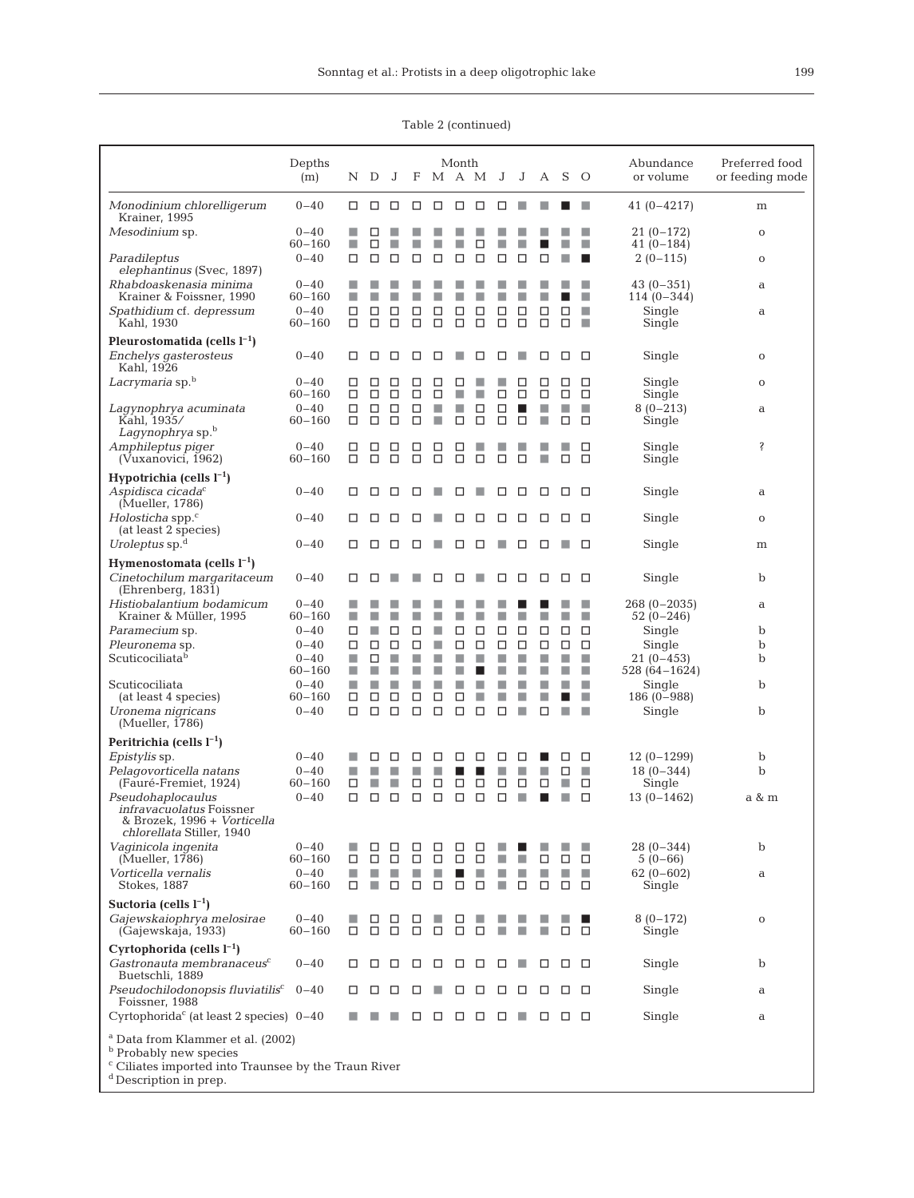Table 2 (continued)

| | Depths (m) | N | D | J | F | M | A | M | J | J | A | S | O | Abundance or volume | Preferred food or feeding mode |
|---|---|---|---|---|---|---|---|---|---|---|---|---|---|---|---|
| *Monodinium chlorelligerum* Krainer, 1995 | 0–40 | □ | □ | □ | □ | □ | □ | □ | □ | ▒ | ▒ | ■ | ▒ | 41 (0–4217) | m |
| *Mesodinium* sp. | 0–40 | ▒ | □ | ▒ | ▒ | ▒ | ▒ | ▒ | ▒ | ▒ | ▒ | ▒ | ▒ | 21 (0–172) | o |
| | 60–160 | ▒ | □ | ▒ | ▒ | ▒ | ▒ | □ | ▒ | ▒ | ■ | ▒ | ▒ | 41 (0–184) | |
| *Paradileptus elephantinus* (Svec, 1897) | 0–40 | □ | □ | □ | □ | □ | □ | □ | □ | □ | □ | ▒ | ■ | 2 (0–115) | o |
| *Rhabdoaskenasia minima* Krainer & Foissner, 1990 | 0–40 | ▒ | ▒ | ▒ | ▒ | ▒ | ▒ | ▒ | ▒ | ▒ | ▒ | ▒ | ▒ | 43 (0–351) | a |
| | 60–160 | ▒ | ▒ | ▒ | ▒ | ▒ | ▒ | ▒ | ▒ | ▒ | ▒ | ■ | ▒ | 114 (0–344) | |
| *Spathidium* cf. *depressum* Kahl, 1930 | 0–40 | □ | □ | □ | □ | □ | □ | □ | □ | □ | □ | □ | ▒ | Single | a |
| | 60–160 | □ | □ | □ | □ | □ | □ | □ | □ | □ | □ | □ | ▒ | Single | |
| **Pleurostomatida (cells $l^{-1}$)** | | | | | | | | | | | | | | | |
| *Enchelys gasterosteus* Kahl, 1926 | 0–40 | □ | □ | □ | □ | □ | ▒ | □ | □ | ▒ | □ | □ | □ | Single | o |
| *Lacrymaria* sp.[b] | 0–40 | □ | □ | □ | □ | □ | □ | ▒ | ▒ | □ | □ | □ | □ | Single | o |
| | 60–160 | □ | □ | □ | □ | □ | ▒ | ▒ | □ | □ | □ | □ | □ | Single | |
| *Lagynophrya acuminata* Kahl, 1935/ *Lagynophrya* sp.[b] | 0–40 | □ | □ | □ | □ | ▒ | ▒ | □ | □ | ■ | ▒ | ▒ | ▒ | 8 (0–213) | a |
| | 60–160 | □ | □ | □ | □ | ▒ | □ | □ | □ | □ | ▒ | ▒ | □ | Single | |
| *Amphileptus piger* (Vuxanovici, 1962) | 0–40 | □ | □ | □ | □ | □ | □ | ▒ | ▒ | ▒ | ▒ | ▒ | □ | Single | ? |
| | 60–160 | □ | □ | □ | □ | □ | □ | □ | □ | □ | ▒ | □ | □ | Single | |
| **Hypotrichia (cells $l^{-1}$)** | | | | | | | | | | | | | | | |
| *Aspidisca cicada*[c] (Mueller, 1786) | 0–40 | □ | □ | □ | □ | ▒ | □ | ▒ | □ | □ | □ | □ | □ | Single | a |
| *Holosticha* spp.[c] (at least 2 species) | 0–40 | □ | □ | □ | □ | ▒ | □ | □ | □ | □ | □ | □ | □ | Single | o |
| *Uroleptus* sp.[d] | 0–40 | □ | □ | □ | □ | ▒ | □ | □ | ▒ | □ | □ | ▒ | □ | Single | m |
| **Hymenostomata (cells $l^{-1}$)** | | | | | | | | | | | | | | | |
| *Cinetochilum margaritaceum* (Ehrenberg, 1831) | 0–40 | □ | □ | ▒ | ▒ | □ | □ | ▒ | □ | □ | □ | □ | □ | Single | b |
| *Histiobalantium bodamicum* Krainer & Müller, 1995 | 0–40 | ▒ | ▒ | ▒ | ▒ | ▒ | ▒ | ▒ | ▒ | ■ | ■ | ▒ | ▒ | 268 (0–2035) | a |
| | 60–160 | ▒ | ▒ | ▒ | ▒ | ▒ | ▒ | ▒ | ▒ | ▒ | ▒ | ▒ | ▒ | 52 (0–246) | |
| *Paramecium* sp. | 0–40 | □ | ▒ | □ | □ | ▒ | □ | □ | □ | □ | □ | □ | □ | Single | b |
| *Pleuronema* sp. | 0–40 | □ | □ | □ | □ | ▒ | □ | □ | □ | □ | □ | □ | □ | Single | b |
| Scuticociliata[b] | 0–40 | ▒ | □ | ▒ | ▒ | ▒ | ▒ | ▒ | ▒ | ▒ | ▒ | ▒ | ▒ | 21 (0–453) | b |
| | 60–160 | ▒ | ▒ | ▒ | ▒ | ▒ | ▒ | ■ | ▒ | ▒ | ▒ | ▒ | ▒ | 528 (64–1624) | |
| Scuticociliata (at least 4 species) | 0–40 | ▒ | ▒ | ▒ | ▒ | ▒ | ▒ | ▒ | ▒ | ▒ | ▒ | ▒ | ▒ | Single | b |
| | 60–160 | □ | □ | □ | □ | □ | □ | ▒ | ▒ | ▒ | ▒ | ■ | ▒ | 186 (0–988) | |
| *Uronema nigricans* (Mueller, 1786) | 0–40 | □ | □ | □ | □ | □ | □ | □ | □ | ▒ | □ | ▒ | ▒ | Single | b |
| **Peritrichia (cells $l^{-1}$)** | | | | | | | | | | | | | | | |
| *Epistylis* sp. | 0–40 | ▒ | □ | □ | □ | □ | □ | □ | □ | □ | ■ | □ | □ | 12 (0–1299) | b |
| *Pelagovorticella natans* (Fauré-Fremiet, 1924) | 0–40 | ▒ | ▒ | ▒ | ▒ | ▒ | ■ | ■ | ▒ | ▒ | ▒ | □ | ▒ | 18 (0–344) | b |
| | 60–160 | □ | ▒ | ▒ | □ | □ | □ | □ | □ | □ | □ | ▒ | □ | Single | |
| *Pseudohaplocaulus infravacuolatus* Foissner & Brozek, 1996 + *Vorticella chlorellata* Stiller, 1940 | 0–40 | □ | □ | □ | □ | □ | □ | □ | □ | ▒ | ■ | ▒ | □ | 13 (0–1462) | a & m |
| *Vaginicola ingenita* (Mueller, 1786) | 0–40 | ▒ | □ | □ | □ | □ | □ | □ | ▒ | ■ | ▒ | ▒ | ▒ | 28 (0–344) | b |
| | 60–160 | □ | □ | □ | □ | □ | □ | □ | ▒ | ▒ | □ | □ | □ | 5 (0–66) | |
| *Vorticella vernalis* Stokes, 1887 | 0–40 | ▒ | ▒ | ▒ | ▒ | ▒ | ■ | ▒ | ▒ | ▒ | ▒ | ▒ | ▒ | 62 (0–602) | a |
| | 60–160 | □ | ▒ | □ | □ | □ | □ | □ | ▒ | □ | □ | □ | □ | Single | |
| **Suctoria (cells $l^{-1}$)** | | | | | | | | | | | | | | | |
| *Gajewskaiophrya melosirae* (Gajewskaja, 1933) | 0–40 | ▒ | □ | □ | □ | ▒ | □ | ▒ | ▒ | ▒ | ▒ | ▒ | ■ | 8 (0–172) | o |
| | 60–160 | □ | □ | □ | □ | □ | □ | □ | ▒ | ▒ | ▒ | □ | □ | Single | |
| **Cyrtophorida (cells $l^{-1}$)** | | | | | | | | | | | | | | | |
| *Gastronauta membranaceus*[c] Buetschli, 1889 | 0–40 | □ | □ | □ | □ | □ | □ | □ | □ | ▒ | □ | □ | □ | Single | b |
| *Pseudochilodonopsis fluviatilis*[c] Foissner, 1988 | 0–40 | □ | □ | □ | □ | ▒ | □ | □ | □ | □ | □ | □ | □ | Single | a |
| Cyrtophorida[c] (at least 2 species) | 0–40 | ▒ | ▒ | ▒ | □ | □ | □ | □ | □ | ▒ | □ | □ | □ | Single | a |

[a] Data from Klammer et al. (2002)
[b] Probably new species
[c] Ciliates imported into Traunsee by the Traun River
[d] Description in prep.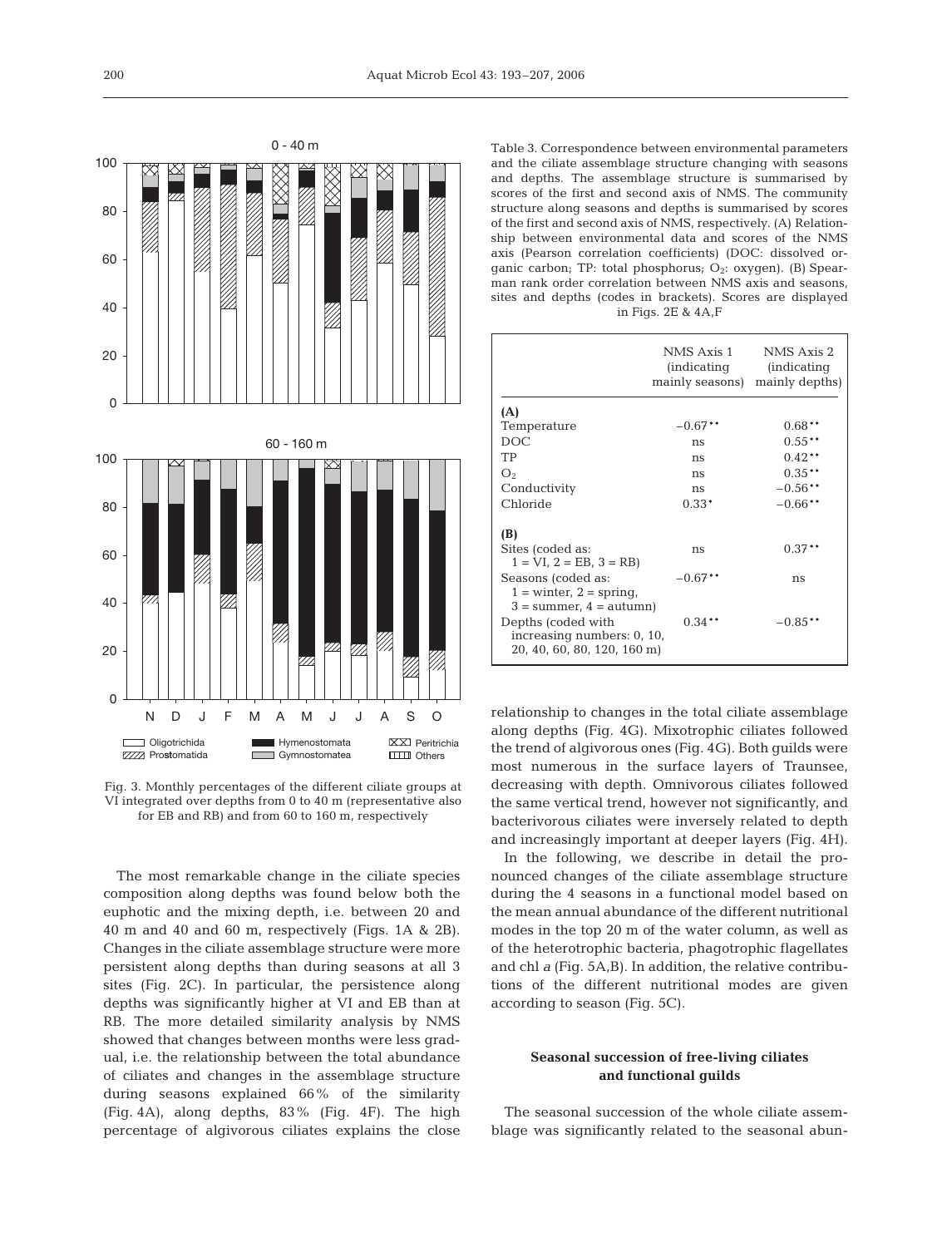Fig. 3. Monthly percentages of the different ciliate groups at VI integrated over depths from 0 to 40 m (representative also for EB and RB) and from 60 to 160 m, respectively

The most remarkable change in the ciliate species composition along depths was found below both the euphotic and the mixing depth, i.e. between 20 and 40 m and 40 and 60 m, respectively (Figs. 1A & 2B). Changes in the ciliate assemblage structure were more persistent along depths than during seasons at all 3 sites (Fig. 2C). In particular, the persistence along depths was significantly higher at VI and EB than at RB. The more detailed similarity analysis by NMS showed that changes between months were less gradual, i.e. the relationship between the total abundance of ciliates and changes in the assemblage structure during seasons explained 66% of the similarity (Fig. 4A), along depths, 83% (Fig. 4F). The high percentage of algivorous ciliates explains the close relationship to changes in the total ciliate assemblage along depths (Fig. 4G). Mixotrophic ciliates followed the trend of algivorous ones (Fig. 4G). Both guilds were most numerous in the surface layers of Traunsee, decreasing with depth. Omnivorous ciliates followed the same vertical trend, however not significantly, and bacterivorous ciliates were inversely related to depth and increasingly important at deeper layers (Fig. 4H).

In the following, we describe in detail the pronounced changes of the ciliate assemblage structure during the 4 seasons in a functional model based on the mean annual abundance of the different nutritional modes in the top 20 m of the water column, as well as of the heterotrophic bacteria, phagotrophic flagellates and chl *a* (Fig. 5A,B). In addition, the relative contributions of the different nutritional modes are given according to season (Fig. 5C).

Table 3. Correspondence between environmental parameters and the ciliate assemblage structure changing with seasons and depths. The assemblage structure is summarised by scores of the first and second axis of NMS. The community structure along seasons and depths is summarised by scores of the first and second axis of NMS, respectively. (A) Relationship between environmental data and scores of the NMS axis (Pearson correlation coefficients) (DOC: dissolved organic carbon; TP: total phosphorus; $O_2$: oxygen). (B) Spearman rank order correlation between NMS axis and seasons, sites and depths (codes in brackets). Scores are displayed in Figs. 2E & 4A,F

| | NMS Axis 1 (indicating mainly seasons) | NMS Axis 2 (indicating mainly depths) |
|---|---|---|
| **(A)** | | |
| Temperature | $-0.67^{**}$ | $0.68^{**}$ |
| DOC | ns | $0.55^{**}$ |
| TP | ns | $0.42^{**}$ |
| $O_2$ | ns | $0.35^{**}$ |
| Conductivity | ns | $-0.56^{**}$ |
| Chloride | $0.33^{*}$ | $-0.66^{**}$ |
| **(B)** | | |
| Sites (coded as: 1 = VI, 2 = EB, 3 = RB) | ns | $0.37^{**}$ |
| Seasons (coded as: 1 = winter, 2 = spring, 3 = summer, 4 = autumn) | $-0.67^{**}$ | ns |
| Depths (coded with increasing numbers: 0, 10, 20, 40, 60, 80, 120, 160 m) | $0.34^{**}$ | $-0.85^{**}$ |

## Seasonal succession of free-living ciliates and functional guilds

The seasonal succession of the whole ciliate assemblage was significantly related to the seasonal abun-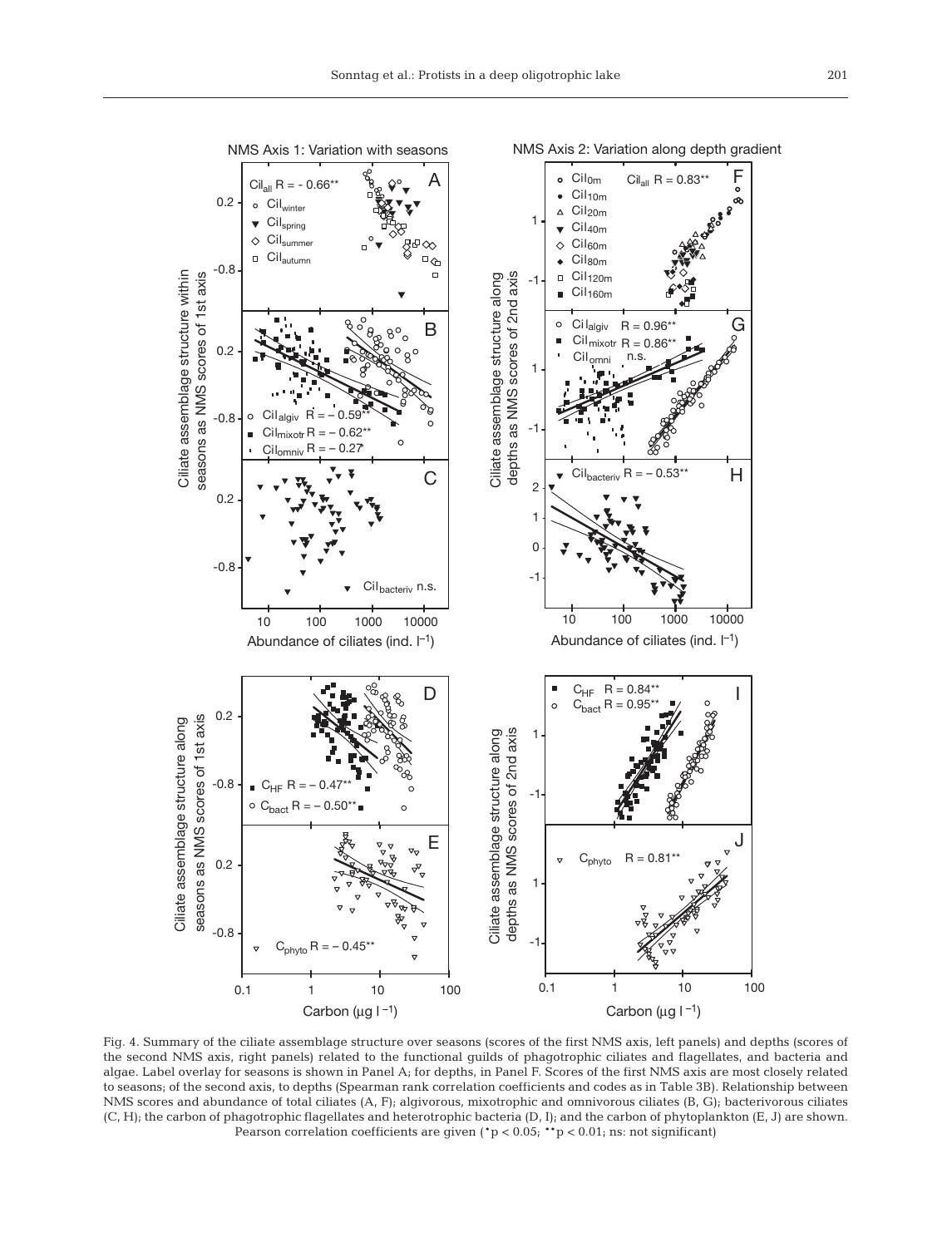Fig. 4. Summary of the ciliate assemblage structure over seasons (scores of the first NMS axis, left panels) and depths (scores of the second NMS axis, right panels) related to the functional guilds of phagotrophic ciliates and flagellates, and bacteria and algae. Label overlay for seasons is shown in Panel A; for depths, in Panel F. Scores of the first NMS axis are most closely related to seasons; of the second axis, to depths (Spearman rank correlation coefficients and codes as in Table 3B). Relationship between NMS scores and abundance of total ciliates (A, F); algivorous, mixotrophic and omnivorous ciliates (B, G); bacterivorous ciliates (C, H); the carbon of phagotrophic flagellates and heterotrophic bacteria (D, I); and the carbon of phytoplankton (E, J) are shown. Pearson correlation coefficients are given (\*$p < 0.05$; \*\*$p < 0.01$; ns: not significant)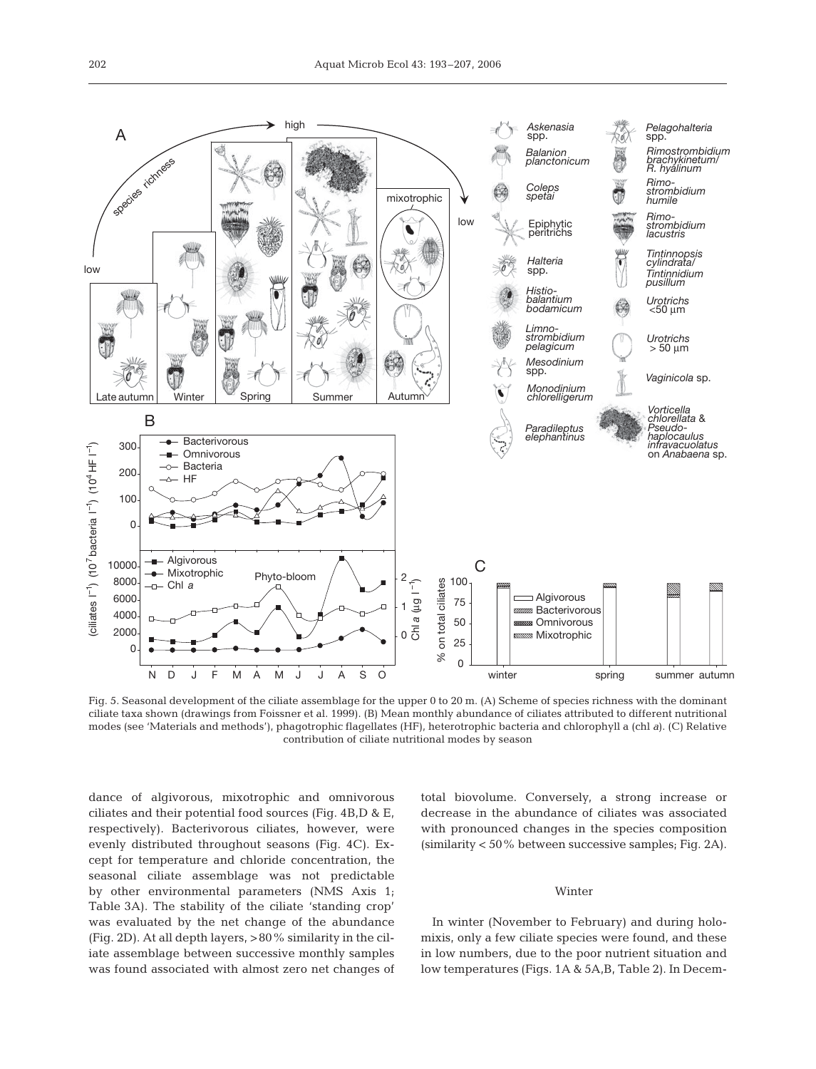Fig. 5. Seasonal development of the ciliate assemblage for the upper 0 to 20 m. (A) Scheme of species richness with the dominant ciliate taxa shown (drawings from Foissner et al. 1999). (B) Mean monthly abundance of ciliates attributed to different nutritional modes (see 'Materials and methods'), phagotrophic flagellates (HF), heterotrophic bacteria and chlorophyll a (chl *a*). (C) Relative contribution of ciliate nutritional modes by season

dance of algivorous, mixotrophic and omnivorous ciliates and their potential food sources (Fig. 4B,D & E, respectively). Bacterivorous ciliates, however, were evenly distributed throughout seasons (Fig. 4C). Except for temperature and chloride concentration, the seasonal ciliate assemblage was not predictable by other environmental parameters (NMS Axis 1; Table 3A). The stability of the ciliate 'standing crop' was evaluated by the net change of the abundance (Fig. 2D). At all depth layers, >80% similarity in the ciliate assemblage between successive monthly samples was found associated with almost zero net changes of total biovolume. Conversely, a strong increase or decrease in the abundance of ciliates was associated with pronounced changes in the species composition (similarity < 50% between successive samples; Fig. 2A).

## Winter

In winter (November to February) and during holomixis, only a few ciliate species were found, and these in low numbers, due to the poor nutrient situation and low temperatures (Figs. 1A & 5A,B, Table 2). In Decem-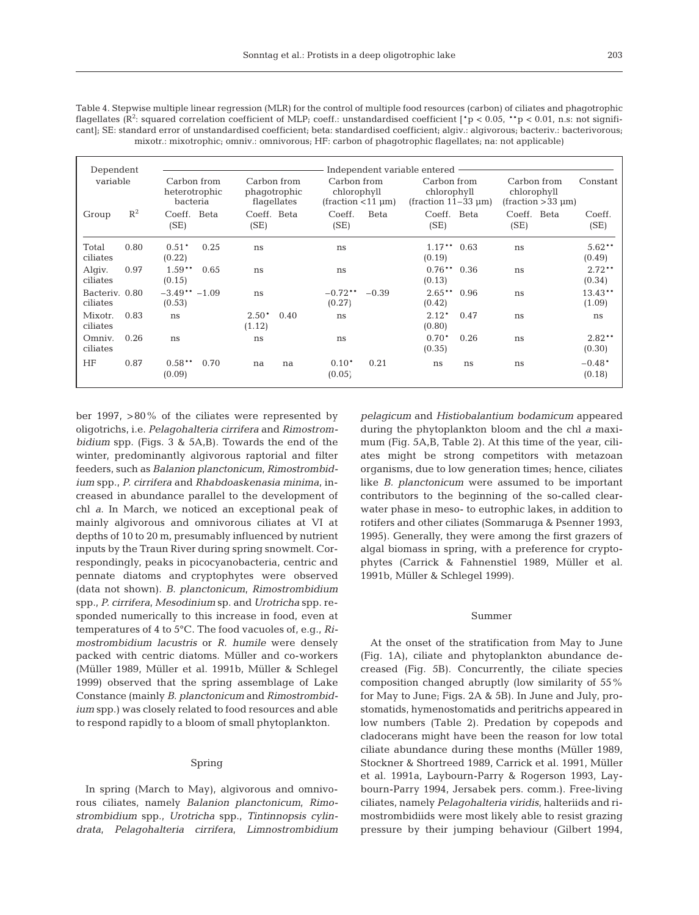Table 4. Stepwise multiple linear regression (MLR) for the control of multiple food resources (carbon) of ciliates and phagotrophic flagellates ($R^2$: squared correlation coefficient of MLP; coeff.: unstandardised coefficient [*p < 0.05, **p < 0.01, n.s: not significant]; SE: standard error of unstandardised coefficient; beta: standardised coefficient; algiv.: algivorous; bacteriv.: bacterivorous; mixotr.: mixotrophic; omniv.: omnivorous; HF: carbon of phagotrophic flagellates; na: not applicable)

| Dependent variable | | Independent variable entered | | | | | | | | | | |
|---|---|---|---|---|---|---|---|---|---|---|---|---|
| | | Carbon from heterotrophic bacteria | | Carbon from phagotrophic flagellates | | Carbon from chlorophyll (fraction <11 µm) | | Carbon from chlorophyll (fraction 11–33 µm) | | Carbon from chlorophyll (fraction >33 µm) | | Constant |
| Group | $R^2$ | Coeff. (SE) | Beta | Coeff. (SE) | Beta | Coeff. (SE) | Beta | Coeff. (SE) | Beta | Coeff. (SE) | Beta | Coeff. (SE) |
| Total ciliates | 0.80 | 0.51* (0.22) | 0.25 | ns | | ns | | 1.17** (0.19) | 0.63 | ns | | 5.62** (0.49) |
| Algiv. ciliates | 0.97 | 1.59** (0.15) | 0.65 | ns | | ns | | 0.76** (0.13) | 0.36 | ns | | 2.72** (0.34) |
| Bacteriv. ciliates | 0.80 | −3.49** (0.53) | −1.09 | ns | | −0.72** (0.27) | −0.39 | 2.65** (0.42) | 0.96 | ns | | 13.43** (1.09) |
| Mixotr. ciliates | 0.83 | ns | | 2.50* (1.12) | 0.40 | ns | | 2.12* (0.80) | 0.47 | ns | | ns |
| Omniv. ciliates | 0.26 | ns | | ns | | ns | | 0.70* (0.35) | 0.26 | ns | | 2.82** (0.30) |
| HF | 0.87 | 0.58** (0.09) | 0.70 | na | na | 0.10* (0.05) | 0.21 | ns | ns | ns | | −0.48* (0.18) |

ber 1997, >80% of the ciliates were represented by oligotrichs, i.e. *Pelagohalteria cirrifera* and *Rimostrombidium* spp. (Figs. 3 & 5A,B). Towards the end of the winter, predominantly algivorous raptorial and filter feeders, such as *Balanion planctonicum*, *Rimostrombidium* spp., *P. cirrifera* and *Rhabdoaskenasia minima*, increased in abundance parallel to the development of chl *a*. In March, we noticed an exceptional peak of mainly algivorous and omnivorous ciliates at VI at depths of 10 to 20 m, presumably influenced by nutrient inputs by the Traun River during spring snowmelt. Correspondingly, peaks in picocyanobacteria, centric and pennate diatoms and cryptophytes were observed (data not shown). *B. planctonicum*, *Rimostrombidium* spp., *P. cirrifera*, *Mesodinium* sp. and *Urotricha* spp. responded numerically to this increase in food, even at temperatures of 4 to 5°C. The food vacuoles of, e.g., *Rimostrombidium lacustris* or *R. humile* were densely packed with centric diatoms. Müller and co-workers (Müller 1989, Müller et al. 1991b, Müller & Schlegel 1999) observed that the spring assemblage of Lake Constance (mainly *B. planctonicum* and *Rimostrombidium* spp.) was closely related to food resources and able to respond rapidly to a bloom of small phytoplankton.

## Spring

In spring (March to May), algivorous and omnivorous ciliates, namely *Balanion planctonicum*, *Rimostrombidium* spp., *Urotricha* spp., *Tintinnopsis cylindrata*, *Pelagohalteria cirrifera*, *Limnostrombidium pelagicum* and *Histiobalantium bodamicum* appeared during the phytoplankton bloom and the chl *a* maximum (Fig. 5A,B, Table 2). At this time of the year, ciliates might be strong competitors with metazoan organisms, due to low generation times; hence, ciliates like *B. planctonicum* were assumed to be important contributors to the beginning of the so-called clear-water phase in meso- to eutrophic lakes, in addition to rotifers and other ciliates (Sommaruga & Psenner 1993, 1995). Generally, they were among the first grazers of algal biomass in spring, with a preference for cryptophytes (Carrick & Fahnenstiel 1989, Müller et al. 1991b, Müller & Schlegel 1999).

## Summer

At the onset of the stratification from May to June (Fig. 1A), ciliate and phytoplankton abundance decreased (Fig. 5B). Concurrently, the ciliate species composition changed abruptly (low similarity of 55% for May to June; Figs. 2A & 5B). In June and July, prostomatids, hymenostomatids and peritrichs appeared in low numbers (Table 2). Predation by copepods and cladocerans might have been the reason for low total ciliate abundance during these months (Müller 1989, Stockner & Shortreed 1989, Carrick et al. 1991, Müller et al. 1991a, Laybourn-Parry & Rogerson 1993, Laybourn-Parry 1994, Jersabek pers. comm.). Free-living ciliates, namely *Pelagohalteria viridis*, halteriids and rimostrombidiids were most likely able to resist grazing pressure by their jumping behaviour (Gilbert 1994,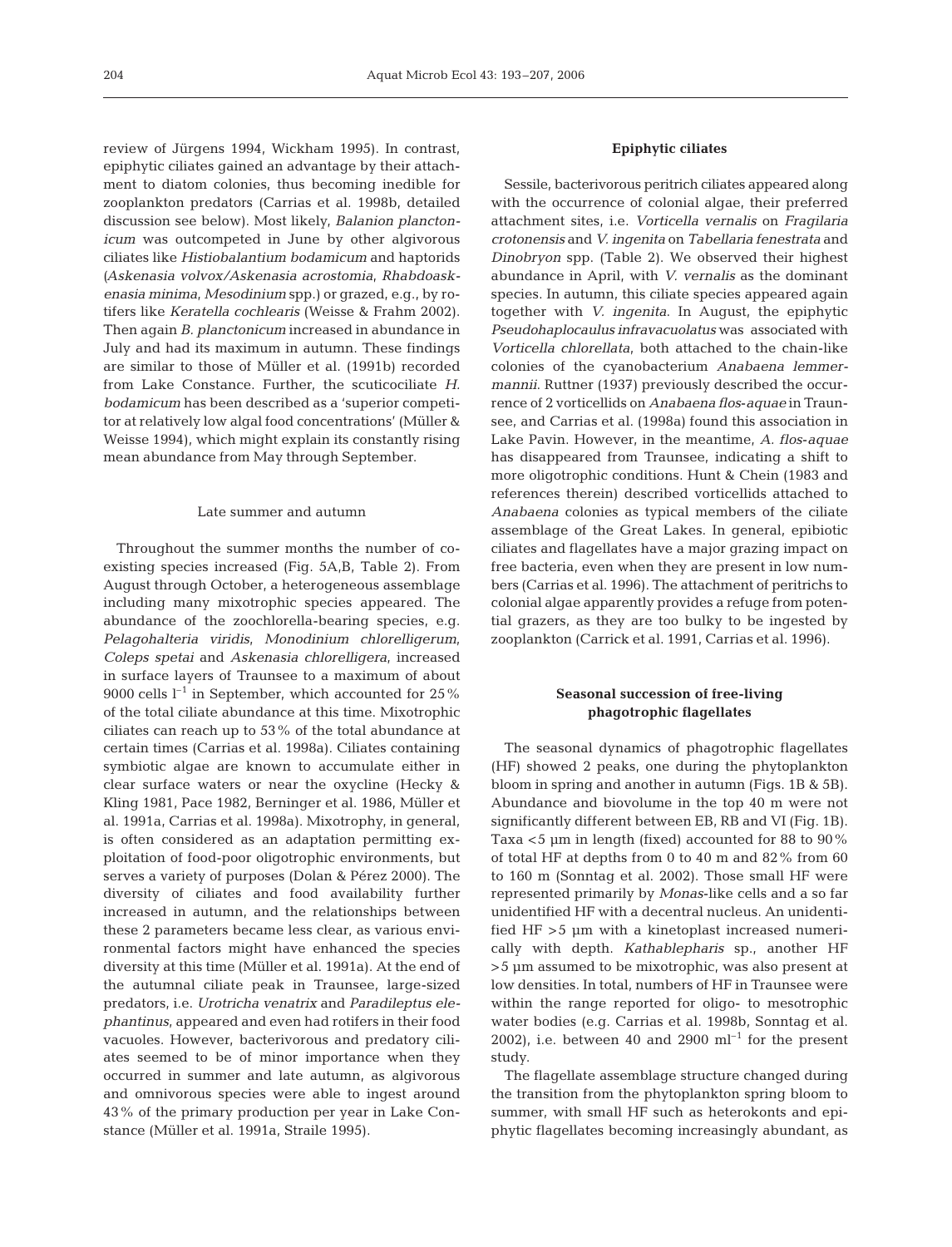review of Jürgens 1994, Wickham 1995). In contrast, epiphytic ciliates gained an advantage by their attachment to diatom colonies, thus becoming inedible for zooplankton predators (Carrias et al. 1998b, detailed discussion see below). Most likely, *Balanion planctonicum* was outcompeted in June by other algivorous ciliates like *Histiobalantium bodamicum* and haptorids (*Askenasia volvox/Askenasia acrostomia*, *Rhabdoaskenasia minima*, *Mesodinium* spp.) or grazed, e.g., by rotifers like *Keratella cochlearis* (Weisse & Frahm 2002). Then again *B. planctonicum* increased in abundance in July and had its maximum in autumn. These findings are similar to those of Müller et al. (1991b) recorded from Lake Constance. Further, the scuticociliate *H. bodamicum* has been described as a 'superior competitor at relatively low algal food concentrations' (Müller & Weisse 1994), which might explain its constantly rising mean abundance from May through September.

### Late summer and autumn

Throughout the summer months the number of co-existing species increased (Fig. 5A,B, Table 2). From August through October, a heterogeneous assemblage including many mixotrophic species appeared. The abundance of the zoochlorella-bearing species, e.g. *Pelagohalteria viridis*, *Monodinium chlorelligerum*, *Coleps spetai* and *Askenasia chlorelligera*, increased in surface layers of Traunsee to a maximum of about 9000 cells $l^{-1}$ in September, which accounted for 25% of the total ciliate abundance at this time. Mixotrophic ciliates can reach up to 53% of the total abundance at certain times (Carrias et al. 1998a). Ciliates containing symbiotic algae are known to accumulate either in clear surface waters or near the oxycline (Hecky & Kling 1981, Pace 1982, Berninger et al. 1986, Müller et al. 1991a, Carrias et al. 1998a). Mixotrophy, in general, is often considered as an adaptation permitting exploitation of food-poor oligotrophic environments, but serves a variety of purposes (Dolan & Pérez 2000). The diversity of ciliates and food availability further increased in autumn, and the relationships between these 2 parameters became less clear, as various environmental factors might have enhanced the species diversity at this time (Müller et al. 1991a). At the end of the autumnal ciliate peak in Traunsee, large-sized predators, i.e. *Urotricha venatrix* and *Paradileptus elephantinus*, appeared and even had rotifers in their food vacuoles. However, bacterivorous and predatory ciliates seemed to be of minor importance when they occurred in summer and late autumn, as algivorous and omnivorous species were able to ingest around 43% of the primary production per year in Lake Constance (Müller et al. 1991a, Straile 1995).

### Epiphytic ciliates

Sessile, bacterivorous peritrich ciliates appeared along with the occurrence of colonial algae, their preferred attachment sites, i.e. *Vorticella vernalis* on *Fragilaria crotonensis* and *V. ingenita* on *Tabellaria fenestrata* and *Dinobryon* spp. (Table 2). We observed their highest abundance in April, with *V. vernalis* as the dominant species. In autumn, this ciliate species appeared again together with *V. ingenita*. In August, the epiphytic *Pseudohaplocaulus infravacuolatus* was associated with *Vorticella chlorellata*, both attached to the chain-like colonies of the cyanobacterium *Anabaena lemmermannii*. Ruttner (1937) previously described the occurrence of 2 vorticellids on *Anabaena flos-aquae* in Traunsee, and Carrias et al. (1998a) found this association in Lake Pavin. However, in the meantime, *A. flos-aquae* has disappeared from Traunsee, indicating a shift to more oligotrophic conditions. Hunt & Chein (1983 and references therein) described vorticellids attached to *Anabaena* colonies as typical members of the ciliate assemblage of the Great Lakes. In general, epibiotic ciliates and flagellates have a major grazing impact on free bacteria, even when they are present in low numbers (Carrias et al. 1996). The attachment of peritrichs to colonial algae apparently provides a refuge from potential grazers, as they are too bulky to be ingested by zooplankton (Carrick et al. 1991, Carrias et al. 1996).

## Seasonal succession of free-living phagotrophic flagellates

The seasonal dynamics of phagotrophic flagellates (HF) showed 2 peaks, one during the phytoplankton bloom in spring and another in autumn (Figs. 1B & 5B). Abundance and biovolume in the top 40 m were not significantly different between EB, RB and VI (Fig. 1B). Taxa <5 µm in length (fixed) accounted for 88 to 90% of total HF at depths from 0 to 40 m and 82% from 60 to 160 m (Sonntag et al. 2002). Those small HF were represented primarily by *Monas*-like cells and a so far unidentified HF with a decentral nucleus. An unidentified HF >5 µm with a kinetoplast increased numerically with depth. *Kathablepharis* sp., another HF >5 µm assumed to be mixotrophic, was also present at low densities. In total, numbers of HF in Traunsee were within the range reported for oligo- to mesotrophic water bodies (e.g. Carrias et al. 1998b, Sonntag et al. 2002), i.e. between 40 and 2900 $ml^{-1}$ for the present study.

The flagellate assemblage structure changed during the transition from the phytoplankton spring bloom to summer, with small HF such as heterokonts and epiphytic flagellates becoming increasingly abundant, as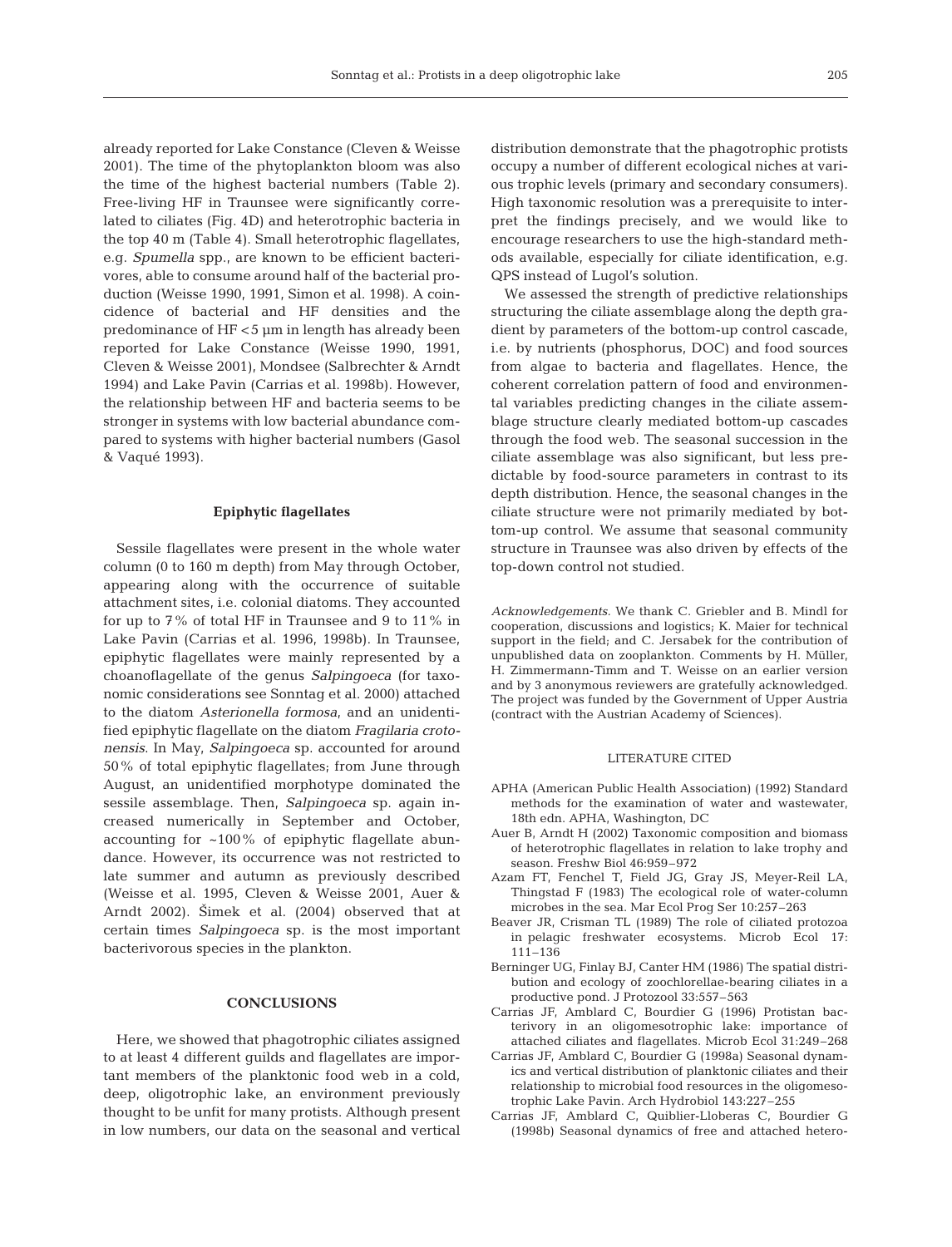already reported for Lake Constance (Cleven & Weisse 2001). The time of the phytoplankton bloom was also the time of the highest bacterial numbers (Table 2). Free-living HF in Traunsee were significantly correlated to ciliates (Fig. 4D) and heterotrophic bacteria in the top 40 m (Table 4). Small heterotrophic flagellates, e.g. *Spumella* spp., are known to be efficient bacterivores, able to consume around half of the bacterial production (Weisse 1990, 1991, Simon et al. 1998). A coincidence of bacterial and HF densities and the predominance of HF <5 µm in length has already been reported for Lake Constance (Weisse 1990, 1991, Cleven & Weisse 2001), Mondsee (Salbrechter & Arndt 1994) and Lake Pavin (Carrias et al. 1998b). However, the relationship between HF and bacteria seems to be stronger in systems with low bacterial abundance compared to systems with higher bacterial numbers (Gasol & Vaqué 1993).

### Epiphytic flagellates

Sessile flagellates were present in the whole water column (0 to 160 m depth) from May through October, appearing along with the occurrence of suitable attachment sites, i.e. colonial diatoms. They accounted for up to 7% of total HF in Traunsee and 9 to 11% in Lake Pavin (Carrias et al. 1996, 1998b). In Traunsee, epiphytic flagellates were mainly represented by a choanoflagellate of the genus *Salpingoeca* (for taxonomic considerations see Sonntag et al. 2000) attached to the diatom *Asterionella formosa*, and an unidentified epiphytic flagellate on the diatom *Fragilaria crotonensis*. In May, *Salpingoeca* sp. accounted for around 50% of total epiphytic flagellates; from June through August, an unidentified morphotype dominated the sessile assemblage. Then, *Salpingoeca* sp. again increased numerically in September and October, accounting for ~100% of epiphytic flagellate abundance. However, its occurrence was not restricted to late summer and autumn as previously described (Weisse et al. 1995, Cleven & Weisse 2001, Auer & Arndt 2002). Šimek et al. (2004) observed that at certain times *Salpingoeca* sp. is the most important bacterivorous species in the plankton.

## CONCLUSIONS

Here, we showed that phagotrophic ciliates assigned to at least 4 different guilds and flagellates are important members of the planktonic food web in a cold, deep, oligotrophic lake, an environment previously thought to be unfit for many protists. Although present in low numbers, our data on the seasonal and vertical distribution demonstrate that the phagotrophic protists occupy a number of different ecological niches at various trophic levels (primary and secondary consumers). High taxonomic resolution was a prerequisite to interpret the findings precisely, and we would like to encourage researchers to use the high-standard methods available, especially for ciliate identification, e.g. QPS instead of Lugol's solution.

We assessed the strength of predictive relationships structuring the ciliate assemblage along the depth gradient by parameters of the bottom-up control cascade, i.e. by nutrients (phosphorus, DOC) and food sources from algae to bacteria and flagellates. Hence, the coherent correlation pattern of food and environmental variables predicting changes in the ciliate assemblage structure clearly mediated bottom-up cascades through the food web. The seasonal succession in the ciliate assemblage was also significant, but less predictable by food-source parameters in contrast to its depth distribution. Hence, the seasonal changes in the ciliate structure were not primarily mediated by bottom-up control. We assume that seasonal community structure in Traunsee was also driven by effects of the top-down control not studied.

*Acknowledgements.* We thank C. Griebler and B. Mindl for cooperation, discussions and logistics; K. Maier for technical support in the field; and C. Jersabek for the contribution of unpublished data on zooplankton. Comments by H. Müller, H. Zimmermann-Timm and T. Weisse on an earlier version and by 3 anonymous reviewers are gratefully acknowledged. The project was funded by the Government of Upper Austria (contract with the Austrian Academy of Sciences).

## LITERATURE CITED

- APHA (American Public Health Association) (1992) Standard methods for the examination of water and wastewater, 18th edn. APHA, Washington, DC
- Auer B, Arndt H (2002) Taxonomic composition and biomass of heterotrophic flagellates in relation to lake trophy and season. Freshw Biol 46:959–972
- Azam FT, Fenchel T, Field JG, Gray JS, Meyer-Reil LA, Thingstad F (1983) The ecological role of water-column microbes in the sea. Mar Ecol Prog Ser 10:257–263
- Beaver JR, Crisman TL (1989) The role of ciliated protozoa in pelagic freshwater ecosystems. Microb Ecol 17: 111–136
- Berninger UG, Finlay BJ, Canter HM (1986) The spatial distribution and ecology of zoochlorellae-bearing ciliates in a productive pond. J Protozool 33:557–563
- Carrias JF, Amblard C, Bourdier G (1996) Protistan bacterivory in an oligomesotrophic lake: importance of attached ciliates and flagellates. Microb Ecol 31:249–268
- Carrias JF, Amblard C, Bourdier G (1998a) Seasonal dynamics and vertical distribution of planktonic ciliates and their relationship to microbial food resources in the oligomesotrophic Lake Pavin. Arch Hydrobiol 143:227–255
- Carrias JF, Amblard C, Quiblier-Lloberas C, Bourdier G (1998b) Seasonal dynamics of free and attached hetero-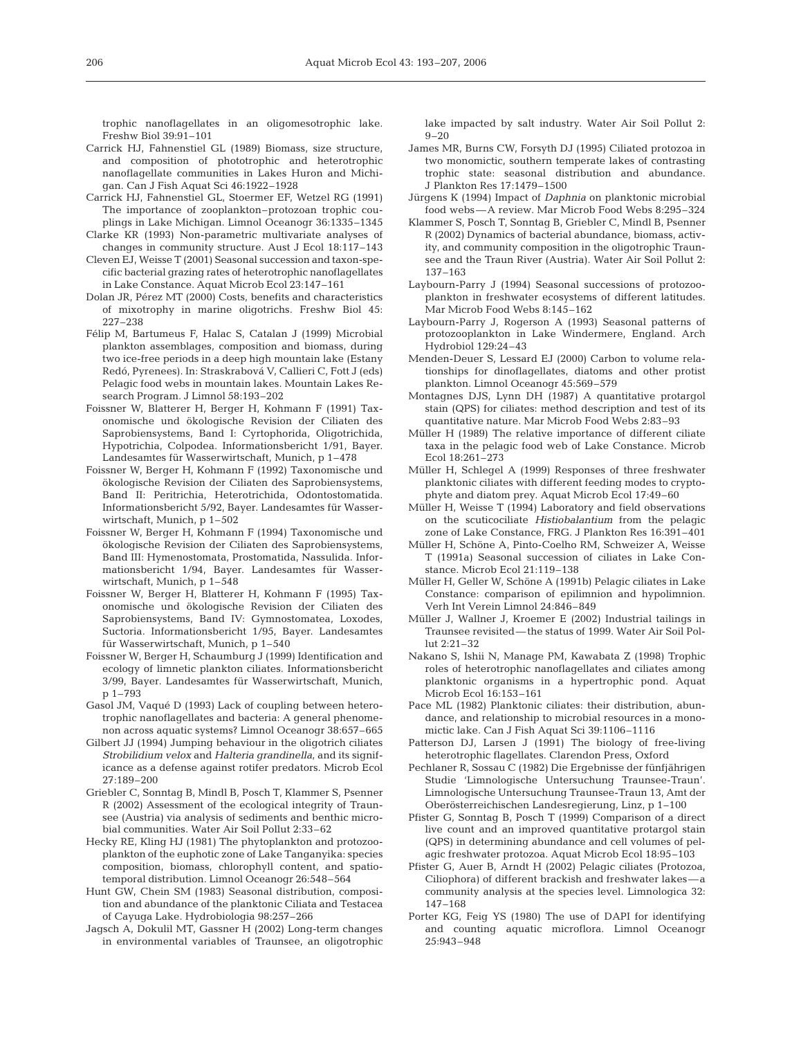trophic nanoflagellates in an oligomesotrophic lake. Freshw Biol 39:91–101

Carrick HJ, Fahnenstiel GL (1989) Biomass, size structure, and composition of phototrophic and heterotrophic nanoflagellate communities in Lakes Huron and Michigan. Can J Fish Aquat Sci 46:1922–1928

Carrick HJ, Fahnenstiel GL, Stoermer EF, Wetzel RG (1991) The importance of zooplankton–protozoan trophic couplings in Lake Michigan. Limnol Oceanogr 36:1335–1345

Clarke KR (1993) Non-parametric multivariate analyses of changes in community structure. Aust J Ecol 18:117–143

Cleven EJ, Weisse T (2001) Seasonal succession and taxon-specific bacterial grazing rates of heterotrophic nanoflagellates in Lake Constance. Aquat Microb Ecol 23:147–161

Dolan JR, Pérez MT (2000) Costs, benefits and characteristics of mixotrophy in marine oligotrichs. Freshw Biol 45: 227–238

Félip M, Bartumeus F, Halac S, Catalan J (1999) Microbial plankton assemblages, composition and biomass, during two ice-free periods in a deep high mountain lake (Estany Redó, Pyrenees). In: Straskrabová V, Callieri C, Fott J (eds) Pelagic food webs in mountain lakes. Mountain Lakes Research Program. J Limnol 58:193–202

Foissner W, Blatterer H, Berger H, Kohmann F (1991) Taxonomische und ökologische Revision der Ciliaten des Saprobiensystems, Band I: Cyrtophorida, Oligotrichida, Hypotrichia, Colpodea. Informationsbericht 1/91, Bayer. Landesamtes für Wasserwirtschaft, Munich, p 1–478

Foissner W, Berger H, Kohmann F (1992) Taxonomische und ökologische Revision der Ciliaten des Saprobiensystems, Band II: Peritrichia, Heterotrichida, Odontostomatida. Informationsbericht 5/92, Bayer. Landesamtes für Wasserwirtschaft, Munich, p 1–502

Foissner W, Berger H, Kohmann F (1994) Taxonomische und ökologische Revision der Ciliaten des Saprobiensystems, Band III: Hymenostomata, Prostomatida, Nassulida. Informationsbericht 1/94, Bayer. Landesamtes für Wasserwirtschaft, Munich, p 1–548

Foissner W, Berger H, Blatterer H, Kohmann F (1995) Taxonomische und ökologische Revision der Ciliaten des Saprobiensystems, Band IV: Gymnostomatea, Loxodes, Suctoria. Informationsbericht 1/95, Bayer. Landesamtes für Wasserwirtschaft, Munich, p 1–540

Foissner W, Berger H, Schaumburg J (1999) Identification and ecology of limnetic plankton ciliates. Informationsbericht 3/99, Bayer. Landesamtes für Wasserwirtschaft, Munich, p 1–793

Gasol JM, Vaqué D (1993) Lack of coupling between heterotrophic nanoflagellates and bacteria: A general phenomenon across aquatic systems? Limnol Oceanogr 38:657–665

Gilbert JJ (1994) Jumping behaviour in the oligotrich ciliates *Strobilidium velox* and *Halteria grandinella*, and its significance as a defense against rotifer predators. Microb Ecol 27:189–200

Griebler C, Sonntag B, Mindl B, Posch T, Klammer S, Psenner R (2002) Assessment of the ecological integrity of Traunsee (Austria) via analysis of sediments and benthic microbial communities. Water Air Soil Pollut 2:33–62

Hecky RE, Kling HJ (1981) The phytoplankton and protozooplankton of the euphotic zone of Lake Tanganyika: species composition, biomass, chlorophyll content, and spatiotemporal distribution. Limnol Oceanogr 26:548–564

Hunt GW, Chein SM (1983) Seasonal distribution, composition and abundance of the planktonic Ciliata and Testacea of Cayuga Lake. Hydrobiologia 98:257–266

Jagsch A, Dokulil MT, Gassner H (2002) Long-term changes in environmental variables of Traunsee, an oligotrophic lake impacted by salt industry. Water Air Soil Pollut 2: 9–20

James MR, Burns CW, Forsyth DJ (1995) Ciliated protozoa in two monomictic, southern temperate lakes of contrasting trophic state: seasonal distribution and abundance. J Plankton Res 17:1479–1500

Jürgens K (1994) Impact of *Daphnia* on planktonic microbial food webs — A review. Mar Microb Food Webs 8:295–324

Klammer S, Posch T, Sonntag B, Griebler C, Mindl B, Psenner R (2002) Dynamics of bacterial abundance, biomass, activity, and community composition in the oligotrophic Traunsee and the Traun River (Austria). Water Air Soil Pollut 2: 137–163

Laybourn-Parry J (1994) Seasonal successions of protozooplankton in freshwater ecosystems of different latitudes. Mar Microb Food Webs 8:145–162

Laybourn-Parry J, Rogerson A (1993) Seasonal patterns of protozooplankton in Lake Windermere, England. Arch Hydrobiol 129:24–43

Menden-Deuer S, Lessard EJ (2000) Carbon to volume relationships for dinoflagellates, diatoms and other protist plankton. Limnol Oceanogr 45:569–579

Montagnes DJS, Lynn DH (1987) A quantitative protargol stain (QPS) for ciliates: method description and test of its quantitative nature. Mar Microb Food Webs 2:83–93

Müller H (1989) The relative importance of different ciliate taxa in the pelagic food web of Lake Constance. Microb Ecol 18:261–273

Müller H, Schlegel A (1999) Responses of three freshwater planktonic ciliates with different feeding modes to cryptophyte and diatom prey. Aquat Microb Ecol 17:49–60

Müller H, Weisse T (1994) Laboratory and field observations on the scuticociliate *Histiobalantium* from the pelagic zone of Lake Constance, FRG. J Plankton Res 16:391–401

Müller H, Schöne A, Pinto-Coelho RM, Schweizer A, Weisse T (1991a) Seasonal succession of ciliates in Lake Constance. Microb Ecol 21:119–138

Müller H, Geller W, Schöne A (1991b) Pelagic ciliates in Lake Constance: comparison of epilimnion and hypolimnion. Verh Int Verein Limnol 24:846–849

Müller J, Wallner J, Kroemer E (2002) Industrial tailings in Traunsee revisited — the status of 1999. Water Air Soil Pollut 2:21–32

Nakano S, Ishii N, Manage PM, Kawabata Z (1998) Trophic roles of heterotrophic nanoflagellates and ciliates among planktonic organisms in a hypertrophic pond. Aquat Microb Ecol 16:153–161

Pace ML (1982) Planktonic ciliates: their distribution, abundance, and relationship to microbial resources in a monomictic lake. Can J Fish Aquat Sci 39:1106–1116

Patterson DJ, Larsen J (1991) The biology of free-living heterotrophic flagellates. Clarendon Press, Oxford

Pechlaner R, Sossau C (1982) Die Ergebnisse der fünfjährigen Studie 'Limnologische Untersuchung Traunsee-Traun'. Limnologische Untersuchung Traunsee-Traun 13, Amt der Oberösterreichischen Landesregierung, Linz, p 1–100

Pfister G, Sonntag B, Posch T (1999) Comparison of a direct live count and an improved quantitative protargol stain (QPS) in determining abundance and cell volumes of pelagic freshwater protozoa. Aquat Microb Ecol 18:95–103

Pfister G, Auer B, Arndt H (2002) Pelagic ciliates (Protozoa, Ciliophora) of different brackish and freshwater lakes — a community analysis at the species level. Limnologica 32: 147–168

Porter KG, Feig YS (1980) The use of DAPI for identifying and counting aquatic microflora. Limnol Oceanogr 25:943–948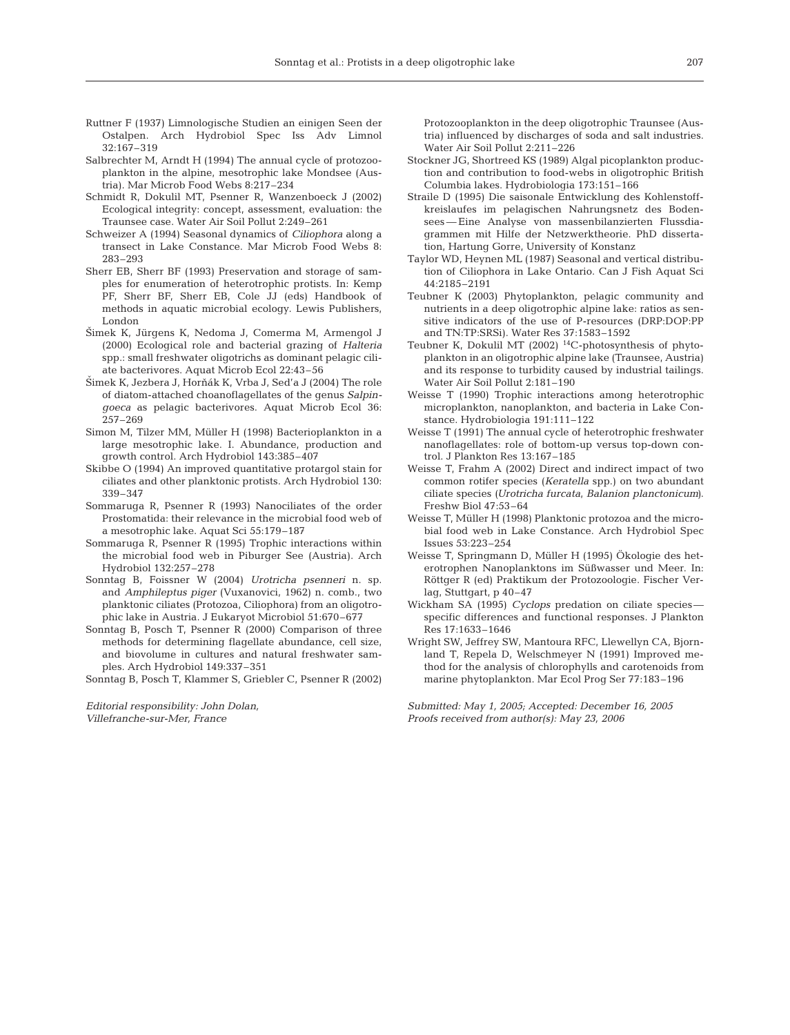Ruttner F (1937) Limnologische Studien an einigen Seen der Ostalpen. Arch Hydrobiol Spec Iss Adv Limnol 32:167–319

Salbrechter M, Arndt H (1994) The annual cycle of protozooplankton in the alpine, mesotrophic lake Mondsee (Austria). Mar Microb Food Webs 8:217–234

Schmidt R, Dokulil MT, Psenner R, Wanzenboeck J (2002) Ecological integrity: concept, assessment, evaluation: the Traunsee case. Water Air Soil Pollut 2:249–261

Schweizer A (1994) Seasonal dynamics of *Ciliophora* along a transect in Lake Constance. Mar Microb Food Webs 8: 283–293

Sherr EB, Sherr BF (1993) Preservation and storage of samples for enumeration of heterotrophic protists. In: Kemp PF, Sherr BF, Sherr EB, Cole JJ (eds) Handbook of methods in aquatic microbial ecology. Lewis Publishers, London

Šimek K, Jürgens K, Nedoma J, Comerma M, Armengol J (2000) Ecological role and bacterial grazing of *Halteria* spp.: small freshwater oligotrichs as dominant pelagic ciliate bacterivores. Aquat Microb Ecol 22:43–56

Šimek K, Jezbera J, Horňák K, Vrba J, Sed'a J (2004) The role of diatom-attached choanoflagellates of the genus *Salpingoeca* as pelagic bacterivores. Aquat Microb Ecol 36: 257–269

Simon M, Tilzer MM, Müller H (1998) Bacterioplankton in a large mesotrophic lake. I. Abundance, production and growth control. Arch Hydrobiol 143:385–407

Skibbe O (1994) An improved quantitative protargol stain for ciliates and other planktonic protists. Arch Hydrobiol 130: 339–347

Sommaruga R, Psenner R (1993) Nanociliates of the order Prostomatida: their relevance in the microbial food web of a mesotrophic lake. Aquat Sci 55:179–187

Sommaruga R, Psenner R (1995) Trophic interactions within the microbial food web in Piburger See (Austria). Arch Hydrobiol 132:257–278

Sonntag B, Foissner W (2004) *Urotricha psenneri* n. sp. and *Amphileptus piger* (Vuxanovici, 1962) n. comb., two planktonic ciliates (Protozoa, Ciliophora) from an oligotrophic lake in Austria. J Eukaryot Microbiol 51:670–677

Sonntag B, Posch T, Psenner R (2000) Comparison of three methods for determining flagellate abundance, cell size, and biovolume in cultures and natural freshwater samples. Arch Hydrobiol 149:337–351

Sonntag B, Posch T, Klammer S, Griebler C, Psenner R (2002) Protozooplankton in the deep oligotrophic Traunsee (Austria) influenced by discharges of soda and salt industries. Water Air Soil Pollut 2:211–226

Stockner JG, Shortreed KS (1989) Algal picoplankton production and contribution to food-webs in oligotrophic British Columbia lakes. Hydrobiologia 173:151–166

Straile D (1995) Die saisonale Entwicklung des Kohlenstoffkreislaufes im pelagischen Nahrungsnetz des Bodensees — Eine Analyse von massenbilanzierten Flussdiagrammen mit Hilfe der Netzwerktheorie. PhD dissertation, Hartung Gorre, University of Konstanz

Taylor WD, Heynen ML (1987) Seasonal and vertical distribution of Ciliophora in Lake Ontario. Can J Fish Aquat Sci 44:2185–2191

Teubner K (2003) Phytoplankton, pelagic community and nutrients in a deep oligotrophic alpine lake: ratios as sensitive indicators of the use of P-resources (DRP:DOP:PP and TN:TP:SRSi). Water Res 37:1583–1592

Teubner K, Dokulil MT (2002) $^{14}$C-photosynthesis of phytoplankton in an oligotrophic alpine lake (Traunsee, Austria) and its response to turbidity caused by industrial tailings. Water Air Soil Pollut 2:181–190

Weisse T (1990) Trophic interactions among heterotrophic microplankton, nanoplankton, and bacteria in Lake Constance. Hydrobiologia 191:111–122

Weisse T (1991) The annual cycle of heterotrophic freshwater nanoflagellates: role of bottom-up versus top-down control. J Plankton Res 13:167–185

Weisse T, Frahm A (2002) Direct and indirect impact of two common rotifer species (*Keratella* spp.) on two abundant ciliate species (*Urotricha furcata*, *Balanion planctonicum*). Freshw Biol 47:53–64

Weisse T, Müller H (1998) Planktonic protozoa and the microbial food web in Lake Constance. Arch Hydrobiol Spec Issues 53:223–254

Weisse T, Springmann D, Müller H (1995) Ökologie des heterotrophen Nanoplanktons im Süßwasser und Meer. In: Röttger R (ed) Praktikum der Protozoologie. Fischer Verlag, Stuttgart, p 40–47

Wickham SA (1995) *Cyclops* predation on ciliate species — specific differences and functional responses. J Plankton Res 17:1633–1646

Wright SW, Jeffrey SW, Mantoura RFC, Llewellyn CA, Bjornland T, Repela D, Welschmeyer N (1991) Improved method for the analysis of chlorophylls and carotenoids from marine phytoplankton. Mar Ecol Prog Ser 77:183–196

*Editorial responsibility: John Dolan, Villefranche-sur-Mer, France*

*Submitted: May 1, 2005; Accepted: December 16, 2005*
*Proofs received from author(s): May 23, 2006*